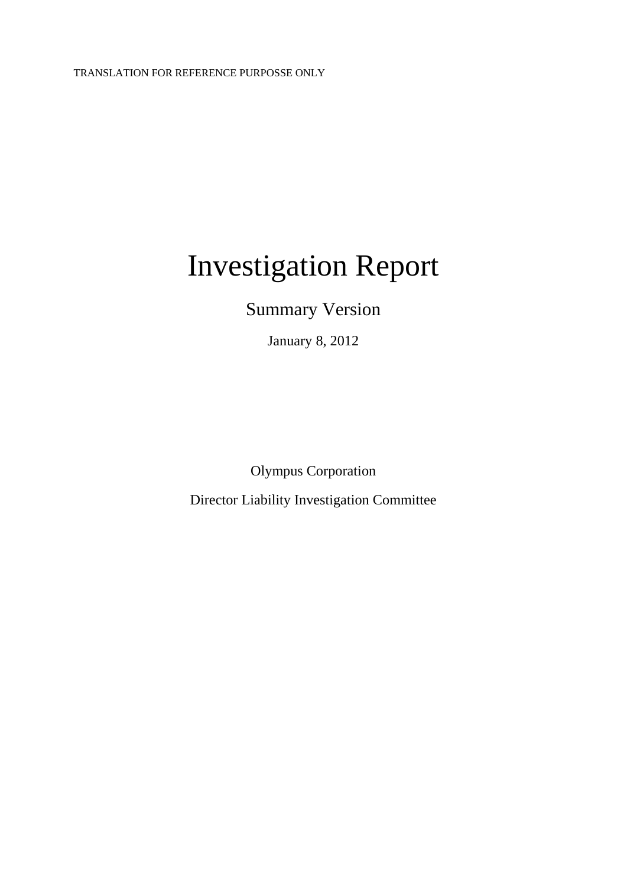TRANSLATION FOR REFERENCE PURPOSSE ONLY

# Investigation Report

## Summary Version

January 8, 2012

Olympus Corporation

Director Liability Investigation Committee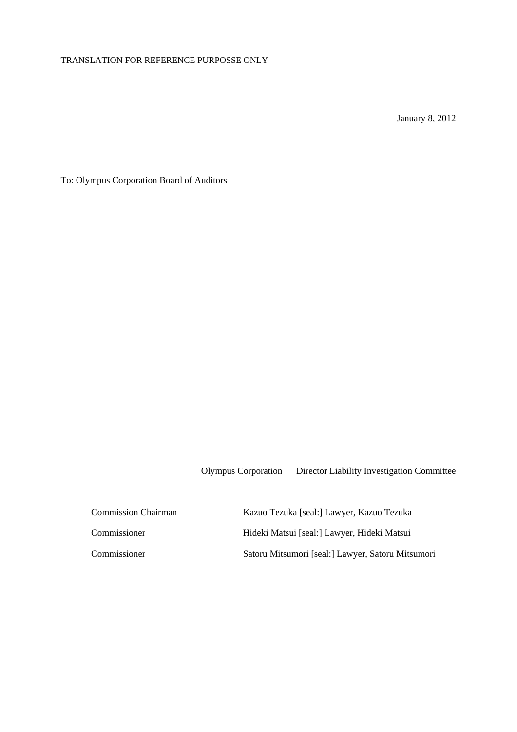TRANSLATION FOR REFERENCE PURPOSSE ONLY

January 8, 2012

To: Olympus Corporation Board of Auditors

Olympus Corporation Director Liability Investigation Committee

| | |
|---|---|
| Commission Chairman | Kazuo Tezuka [seal:] Lawyer, Kazuo Tezuka |
| Commissioner | Hideki Matsui [seal:] Lawyer, Hideki Matsui |
| Commissioner | Satoru Mitsumori [seal:] Lawyer, Satoru Mitsumori |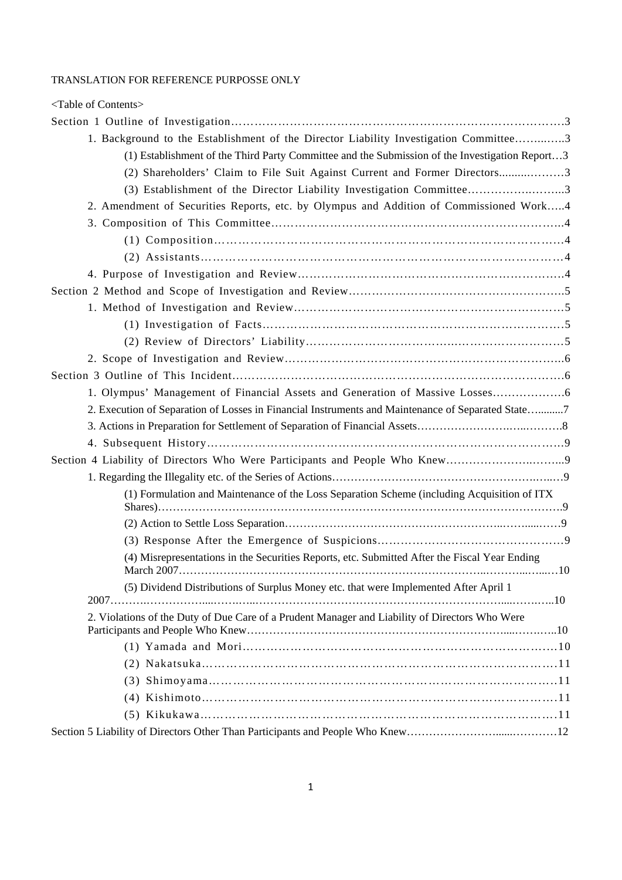TRANSLATION FOR REFERENCE PURPOSSE ONLY

<Table of Contents>

Section 1 Outline of Investigation………………………………………………………………………………3

- 1. Background to the Establishment of the Director Liability Investigation Committee……..…..3
  - (1) Establishment of the Third Party Committee and the Submission of the Investigation Report…3
  - (2) Shareholders' Claim to File Suit Against Current and Former Directors.........………3
  - (3) Establishment of the Director Liability Investigation Committee…………….……..3
- 2. Amendment of Securities Reports, etc. by Olympus and Addition of Commissioned Work…..4
- 3. Composition of This Committee………………………………………………………………..4
  - (1) Composition……………………………………………………………………………4
  - (2) Assistants………………………………………………………………………………4
- 4. Purpose of Investigation and Review………………………………………………………….4

Section 2 Method and Scope of Investigation and Review………………………………………………..5

- 1. Method of Investigation and Review…………………………………………………………5
  - (1) Investigation of Facts…………………………………………………………………5
  - (2) Review of Directors' Liability…………………………….………………………5
- 2. Scope of Investigation and Review……………………………………………………………..6

Section 3 Outline of This Incident…………………………………………………………………………6

- 1. Olympus' Management of Financial Assets and Generation of Massive Losses……………….6
- 2. Execution of Separation of Losses in Financial Instruments and Maintenance of Separated State….........7
- 3. Actions in Preparation for Settlement of Separation of Financial Assets…………………….…..……….8
- 4. Subsequent History………………………………………………………………………….9

Section 4 Liability of Directors Who Were Participants and People Who Knew…………………..……..9

- 1. Regarding the Illegality etc. of the Series of Actions………………………………………….…..…9
  - (1) Formulation and Maintenance of the Loss Separation Scheme (including Acquisition of ITX Shares)…………………………………………………………………………………………….9
  - (2) Action to Settle Loss Separation……………………………………………...……......……9
  - (3) Response After the Emergence of Suspicions…………………………………………9
  - (4) Misrepresentations in the Securities Reports, etc. Submitted After the Fiscal Year Ending March 2007………………………………………………………………………...………...…...…10
  - (5) Dividend Distributions of Surplus Money etc. that were Implemented After April 1 2007……….……………......……...…………………………………………………….....……..…..10
- 2. Violations of the Duty of Due Care of a Prudent Manager and Liability of Directors Who Were Participants and People Who Knew……………………………………………………….....……..10
  - (1) Yamada and Mori……………………………………………………………………10
  - (2) Nakatsuka……………………………………………………………………………11
  - (3) Shimoyama…………………………………………………………………………11
  - (4) Kishimoto……………………………………………………………………………11
  - (5) Kikukawa……………………………………………………………………………11

Section 5 Liability of Directors Other Than Participants and People Who Knew……………………......…………12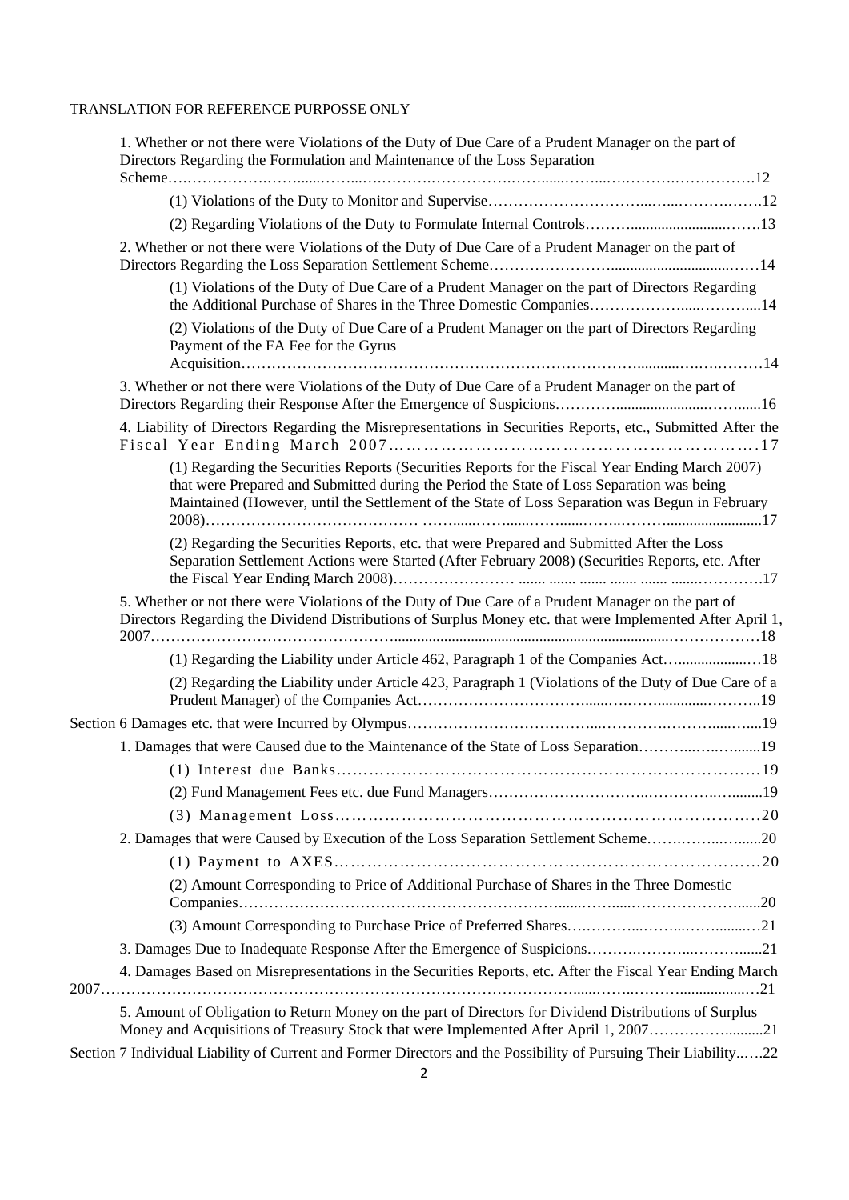TRANSLATION FOR REFERENCE PURPOSSE ONLY

1. Whether or not there were Violations of the Duty of Due Care of a Prudent Manager on the part of Directors Regarding the Formulation and Maintenance of the Loss Separation Scheme……12

   (1) Violations of the Duty to Monitor and Supervise……12

   (2) Regarding Violations of the Duty to Formulate Internal Controls……13

2. Whether or not there were Violations of the Duty of Due Care of a Prudent Manager on the part of Directors Regarding the Loss Separation Settlement Scheme……14

   (1) Violations of the Duty of Due Care of a Prudent Manager on the part of Directors Regarding the Additional Purchase of Shares in the Three Domestic Companies……14

   (2) Violations of the Duty of Due Care of a Prudent Manager on the part of Directors Regarding Payment of the FA Fee for the Gyrus Acquisition……14

3. Whether or not there were Violations of the Duty of Due Care of a Prudent Manager on the part of Directors Regarding their Response After the Emergence of Suspicions……16

4. Liability of Directors Regarding the Misrepresentations in Securities Reports, etc., Submitted After the Fiscal Year Ending March 2007……17

   (1) Regarding the Securities Reports (Securities Reports for the Fiscal Year Ending March 2007) that were Prepared and Submitted during the Period the State of Loss Separation was being Maintained (However, until the Settlement of the State of Loss Separation was Begun in February 2008)……17

   (2) Regarding the Securities Reports, etc. that were Prepared and Submitted After the Loss Separation Settlement Actions were Started (After February 2008) (Securities Reports, etc. After the Fiscal Year Ending March 2008)……17

5. Whether or not there were Violations of the Duty of Due Care of a Prudent Manager on the part of Directors Regarding the Dividend Distributions of Surplus Money etc. that were Implemented After April 1, 2007……18

   (1) Regarding the Liability under Article 462, Paragraph 1 of the Companies Act……18

   (2) Regarding the Liability under Article 423, Paragraph 1 (Violations of the Duty of Due Care of a Prudent Manager) of the Companies Act……19

Section 6 Damages etc. that were Incurred by Olympus……19

1. Damages that were Caused due to the Maintenance of the State of Loss Separation……19

   (1) Interest due Banks……19

   (2) Fund Management Fees etc. due Fund Managers……19

   (3) Management Loss……20

2. Damages that were Caused by Execution of the Loss Separation Settlement Scheme……20

   (1) Payment to AXES……20

   (2) Amount Corresponding to Price of Additional Purchase of Shares in the Three Domestic Companies……20

   (3) Amount Corresponding to Purchase Price of Preferred Shares……21

3. Damages Due to Inadequate Response After the Emergence of Suspicions……21

4. Damages Based on Misrepresentations in the Securities Reports, etc. After the Fiscal Year Ending March 2007……21

   5. Amount of Obligation to Return Money on the part of Directors for Dividend Distributions of Surplus Money and Acquisitions of Treasury Stock that were Implemented After April 1, 2007……21

Section 7 Individual Liability of Current and Former Directors and the Possibility of Pursuing Their Liability……22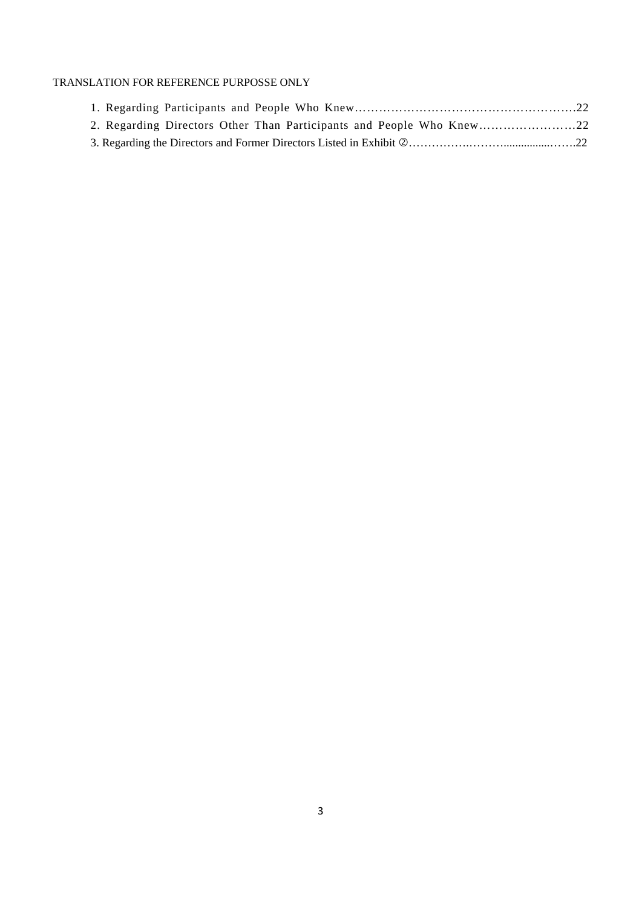TRANSLATION FOR REFERENCE PURPOSSE ONLY

1. Regarding Participants and People Who Knew……………………………………………….22
2. Regarding Directors Other Than Participants and People Who Knew……………………22
3. Regarding the Directors and Former Directors Listed in Exhibit ②…………….……….................…….22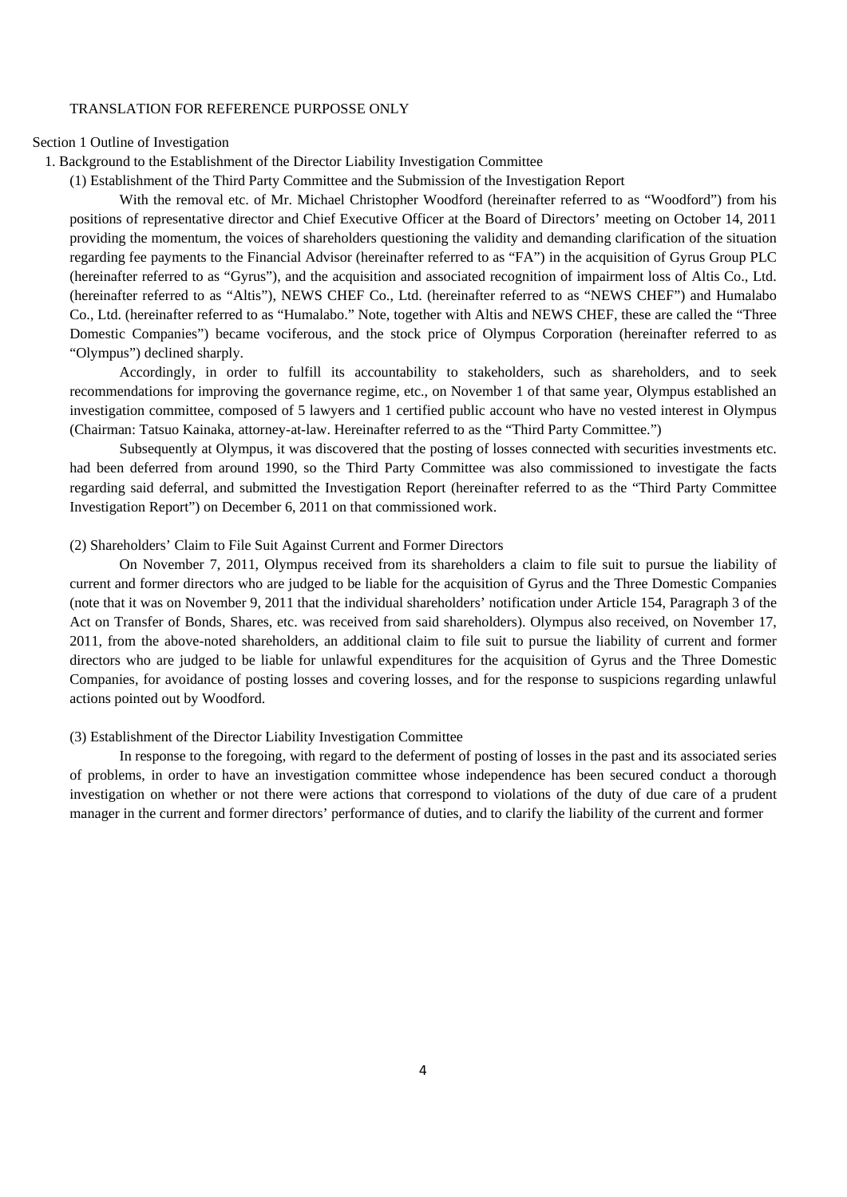TRANSLATION FOR REFERENCE PURPOSSE ONLY

## Section 1 Outline of Investigation

### 1. Background to the Establishment of the Director Liability Investigation Committee

#### (1) Establishment of the Third Party Committee and the Submission of the Investigation Report

With the removal etc. of Mr. Michael Christopher Woodford (hereinafter referred to as "Woodford") from his positions of representative director and Chief Executive Officer at the Board of Directors' meeting on October 14, 2011 providing the momentum, the voices of shareholders questioning the validity and demanding clarification of the situation regarding fee payments to the Financial Advisor (hereinafter referred to as "FA") in the acquisition of Gyrus Group PLC (hereinafter referred to as "Gyrus"), and the acquisition and associated recognition of impairment loss of Altis Co., Ltd. (hereinafter referred to as "Altis"), NEWS CHEF Co., Ltd. (hereinafter referred to as "NEWS CHEF") and Humalabo Co., Ltd. (hereinafter referred to as "Humalabo." Note, together with Altis and NEWS CHEF, these are called the "Three Domestic Companies") became vociferous, and the stock price of Olympus Corporation (hereinafter referred to as "Olympus") declined sharply.

Accordingly, in order to fulfill its accountability to stakeholders, such as shareholders, and to seek recommendations for improving the governance regime, etc., on November 1 of that same year, Olympus established an investigation committee, composed of 5 lawyers and 1 certified public account who have no vested interest in Olympus (Chairman: Tatsuo Kainaka, attorney-at-law. Hereinafter referred to as the "Third Party Committee.")

Subsequently at Olympus, it was discovered that the posting of losses connected with securities investments etc. had been deferred from around 1990, so the Third Party Committee was also commissioned to investigate the facts regarding said deferral, and submitted the Investigation Report (hereinafter referred to as the "Third Party Committee Investigation Report") on December 6, 2011 on that commissioned work.

#### (2) Shareholders' Claim to File Suit Against Current and Former Directors

On November 7, 2011, Olympus received from its shareholders a claim to file suit to pursue the liability of current and former directors who are judged to be liable for the acquisition of Gyrus and the Three Domestic Companies (note that it was on November 9, 2011 that the individual shareholders' notification under Article 154, Paragraph 3 of the Act on Transfer of Bonds, Shares, etc. was received from said shareholders). Olympus also received, on November 17, 2011, from the above-noted shareholders, an additional claim to file suit to pursue the liability of current and former directors who are judged to be liable for unlawful expenditures for the acquisition of Gyrus and the Three Domestic Companies, for avoidance of posting losses and covering losses, and for the response to suspicions regarding unlawful actions pointed out by Woodford.

#### (3) Establishment of the Director Liability Investigation Committee

In response to the foregoing, with regard to the deferment of posting of losses in the past and its associated series of problems, in order to have an investigation committee whose independence has been secured conduct a thorough investigation on whether or not there were actions that correspond to violations of the duty of due care of a prudent manager in the current and former directors' performance of duties, and to clarify the liability of the current and former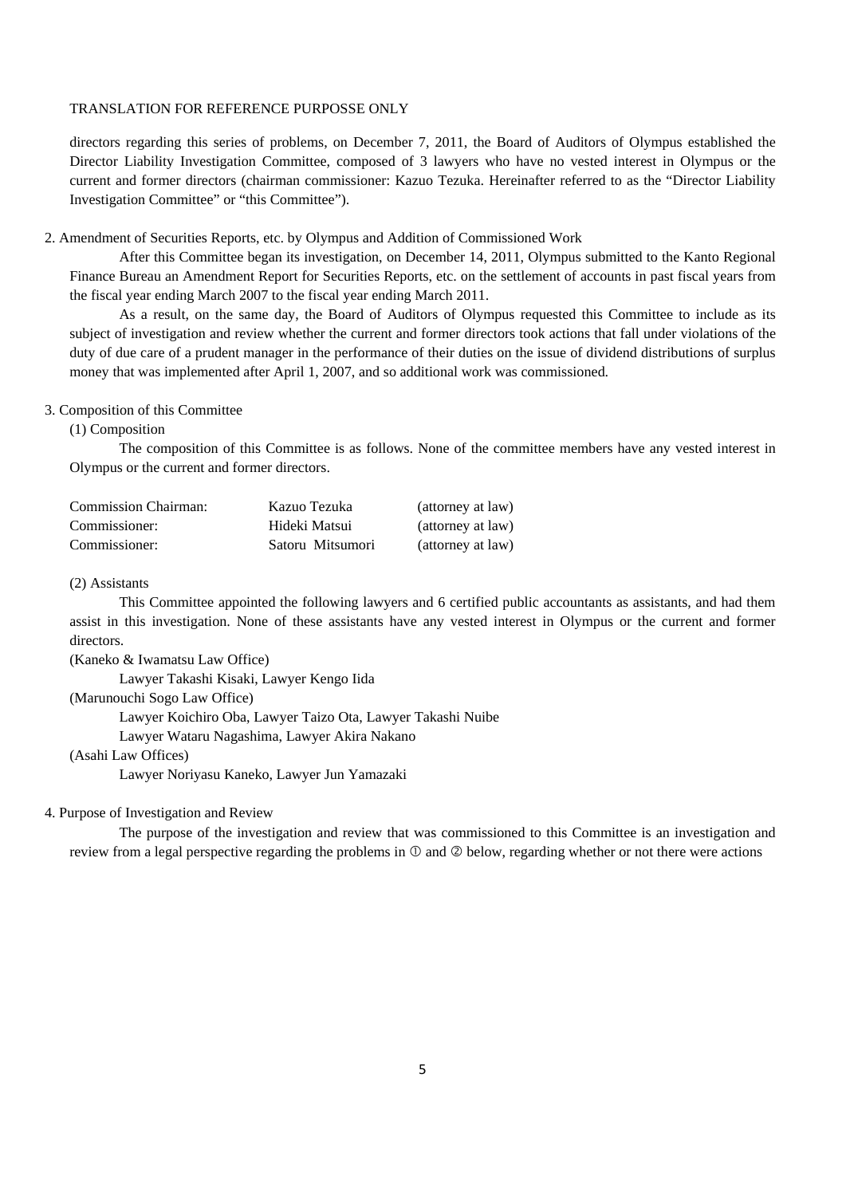directors regarding this series of problems, on December 7, 2011, the Board of Auditors of Olympus established the Director Liability Investigation Committee, composed of 3 lawyers who have no vested interest in Olympus or the current and former directors (chairman commissioner: Kazuo Tezuka. Hereinafter referred to as the "Director Liability Investigation Committee" or "this Committee").

2. Amendment of Securities Reports, etc. by Olympus and Addition of Commissioned Work

After this Committee began its investigation, on December 14, 2011, Olympus submitted to the Kanto Regional Finance Bureau an Amendment Report for Securities Reports, etc. on the settlement of accounts in past fiscal years from the fiscal year ending March 2007 to the fiscal year ending March 2011.

As a result, on the same day, the Board of Auditors of Olympus requested this Committee to include as its subject of investigation and review whether the current and former directors took actions that fall under violations of the duty of due care of a prudent manager in the performance of their duties on the issue of dividend distributions of surplus money that was implemented after April 1, 2007, and so additional work was commissioned.

3. Composition of this Committee

(1) Composition

The composition of this Committee is as follows. None of the committee members have any vested interest in Olympus or the current and former directors.

| | | |
|---|---|---|
| Commission Chairman: | Kazuo Tezuka | (attorney at law) |
| Commissioner: | Hideki Matsui | (attorney at law) |
| Commissioner: | Satoru Mitsumori | (attorney at law) |

(2) Assistants

This Committee appointed the following lawyers and 6 certified public accountants as assistants, and had them assist in this investigation. None of these assistants have any vested interest in Olympus or the current and former directors.

(Kaneko & Iwamatsu Law Office)

Lawyer Takashi Kisaki, Lawyer Kengo Iida

(Marunouchi Sogo Law Office)

Lawyer Koichiro Oba, Lawyer Taizo Ota, Lawyer Takashi Nuibe

Lawyer Wataru Nagashima, Lawyer Akira Nakano

(Asahi Law Offices)

Lawyer Noriyasu Kaneko, Lawyer Jun Yamazaki

4. Purpose of Investigation and Review

The purpose of the investigation and review that was commissioned to this Committee is an investigation and review from a legal perspective regarding the problems in ① and ② below, regarding whether or not there were actions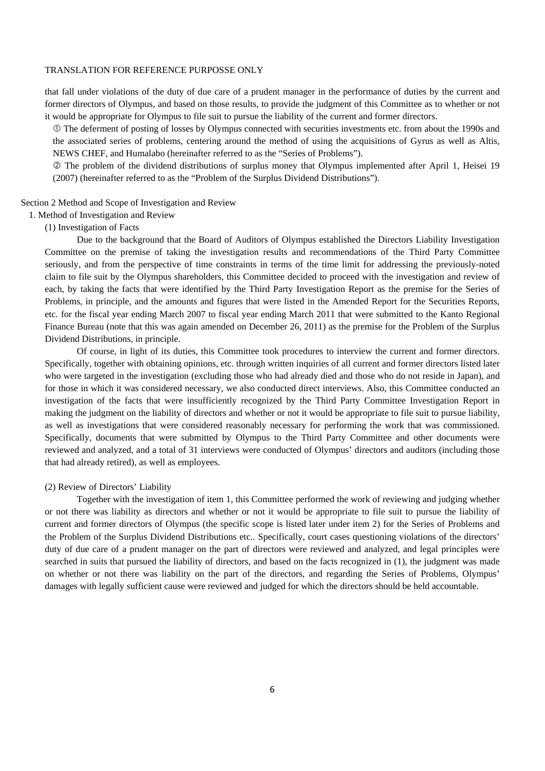that fall under violations of the duty of due care of a prudent manager in the performance of duties by the current and former directors of Olympus, and based on those results, to provide the judgment of this Committee as to whether or not it would be appropriate for Olympus to file suit to pursue the liability of the current and former directors.

① The deferment of posting of losses by Olympus connected with securities investments etc. from about the 1990s and the associated series of problems, centering around the method of using the acquisitions of Gyrus as well as Altis, NEWS CHEF, and Humalabo (hereinafter referred to as the "Series of Problems").

② The problem of the dividend distributions of surplus money that Olympus implemented after April 1, Heisei 19 (2007) (hereinafter referred to as the "Problem of the Surplus Dividend Distributions").

## Section 2 Method and Scope of Investigation and Review

### 1. Method of Investigation and Review

#### (1) Investigation of Facts

Due to the background that the Board of Auditors of Olympus established the Directors Liability Investigation Committee on the premise of taking the investigation results and recommendations of the Third Party Committee seriously, and from the perspective of time constraints in terms of the time limit for addressing the previously-noted claim to file suit by the Olympus shareholders, this Committee decided to proceed with the investigation and review of each, by taking the facts that were identified by the Third Party Investigation Report as the premise for the Series of Problems, in principle, and the amounts and figures that were listed in the Amended Report for the Securities Reports, etc. for the fiscal year ending March 2007 to fiscal year ending March 2011 that were submitted to the Kanto Regional Finance Bureau (note that this was again amended on December 26, 2011) as the premise for the Problem of the Surplus Dividend Distributions, in principle.

Of course, in light of its duties, this Committee took procedures to interview the current and former directors. Specifically, together with obtaining opinions, etc. through written inquiries of all current and former directors listed later who were targeted in the investigation (excluding those who had already died and those who do not reside in Japan), and for those in which it was considered necessary, we also conducted direct interviews. Also, this Committee conducted an investigation of the facts that were insufficiently recognized by the Third Party Committee Investigation Report in making the judgment on the liability of directors and whether or not it would be appropriate to file suit to pursue liability, as well as investigations that were considered reasonably necessary for performing the work that was commissioned. Specifically, documents that were submitted by Olympus to the Third Party Committee and other documents were reviewed and analyzed, and a total of 31 interviews were conducted of Olympus' directors and auditors (including those that had already retired), as well as employees.

#### (2) Review of Directors' Liability

Together with the investigation of item 1, this Committee performed the work of reviewing and judging whether or not there was liability as directors and whether or not it would be appropriate to file suit to pursue the liability of current and former directors of Olympus (the specific scope is listed later under item 2) for the Series of Problems and the Problem of the Surplus Dividend Distributions etc.. Specifically, court cases questioning violations of the directors' duty of due care of a prudent manager on the part of directors were reviewed and analyzed, and legal principles were searched in suits that pursued the liability of directors, and based on the facts recognized in (1), the judgment was made on whether or not there was liability on the part of the directors, and regarding the Series of Problems, Olympus' damages with legally sufficient cause were reviewed and judged for which the directors should be held accountable.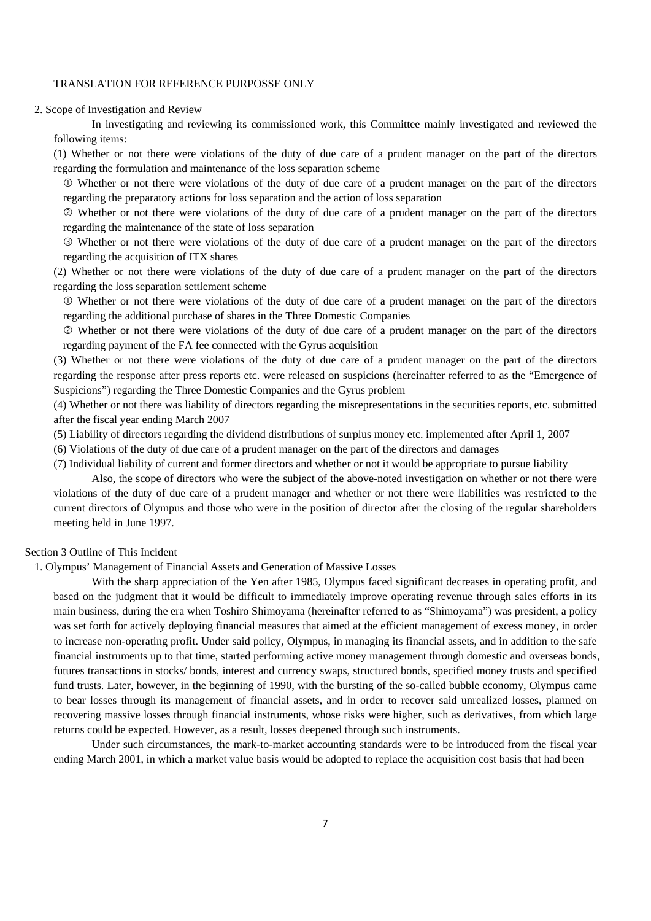TRANSLATION FOR REFERENCE PURPOSSE ONLY

2. Scope of Investigation and Review

In investigating and reviewing its commissioned work, this Committee mainly investigated and reviewed the following items:

(1) Whether or not there were violations of the duty of due care of a prudent manager on the part of the directors regarding the formulation and maintenance of the loss separation scheme

① Whether or not there were violations of the duty of due care of a prudent manager on the part of the directors regarding the preparatory actions for loss separation and the action of loss separation

② Whether or not there were violations of the duty of due care of a prudent manager on the part of the directors regarding the maintenance of the state of loss separation

③ Whether or not there were violations of the duty of due care of a prudent manager on the part of the directors regarding the acquisition of ITX shares

(2) Whether or not there were violations of the duty of due care of a prudent manager on the part of the directors regarding the loss separation settlement scheme

① Whether or not there were violations of the duty of due care of a prudent manager on the part of the directors regarding the additional purchase of shares in the Three Domestic Companies

② Whether or not there were violations of the duty of due care of a prudent manager on the part of the directors regarding payment of the FA fee connected with the Gyrus acquisition

(3) Whether or not there were violations of the duty of due care of a prudent manager on the part of the directors regarding the response after press reports etc. were released on suspicions (hereinafter referred to as the "Emergence of Suspicions") regarding the Three Domestic Companies and the Gyrus problem

(4) Whether or not there was liability of directors regarding the misrepresentations in the securities reports, etc. submitted after the fiscal year ending March 2007

(5) Liability of directors regarding the dividend distributions of surplus money etc. implemented after April 1, 2007

(6) Violations of the duty of due care of a prudent manager on the part of the directors and damages

(7) Individual liability of current and former directors and whether or not it would be appropriate to pursue liability

Also, the scope of directors who were the subject of the above-noted investigation on whether or not there were violations of the duty of due care of a prudent manager and whether or not there were liabilities was restricted to the current directors of Olympus and those who were in the position of director after the closing of the regular shareholders meeting held in June 1997.

## Section 3 Outline of This Incident

### 1. Olympus' Management of Financial Assets and Generation of Massive Losses

With the sharp appreciation of the Yen after 1985, Olympus faced significant decreases in operating profit, and based on the judgment that it would be difficult to immediately improve operating revenue through sales efforts in its main business, during the era when Toshiro Shimoyama (hereinafter referred to as "Shimoyama") was president, a policy was set forth for actively deploying financial measures that aimed at the efficient management of excess money, in order to increase non-operating profit. Under said policy, Olympus, in managing its financial assets, and in addition to the safe financial instruments up to that time, started performing active money management through domestic and overseas bonds, futures transactions in stocks/ bonds, interest and currency swaps, structured bonds, specified money trusts and specified fund trusts. Later, however, in the beginning of 1990, with the bursting of the so-called bubble economy, Olympus came to bear losses through its management of financial assets, and in order to recover said unrealized losses, planned on recovering massive losses through financial instruments, whose risks were higher, such as derivatives, from which large returns could be expected. However, as a result, losses deepened through such instruments.

Under such circumstances, the mark-to-market accounting standards were to be introduced from the fiscal year ending March 2001, in which a market value basis would be adopted to replace the acquisition cost basis that had been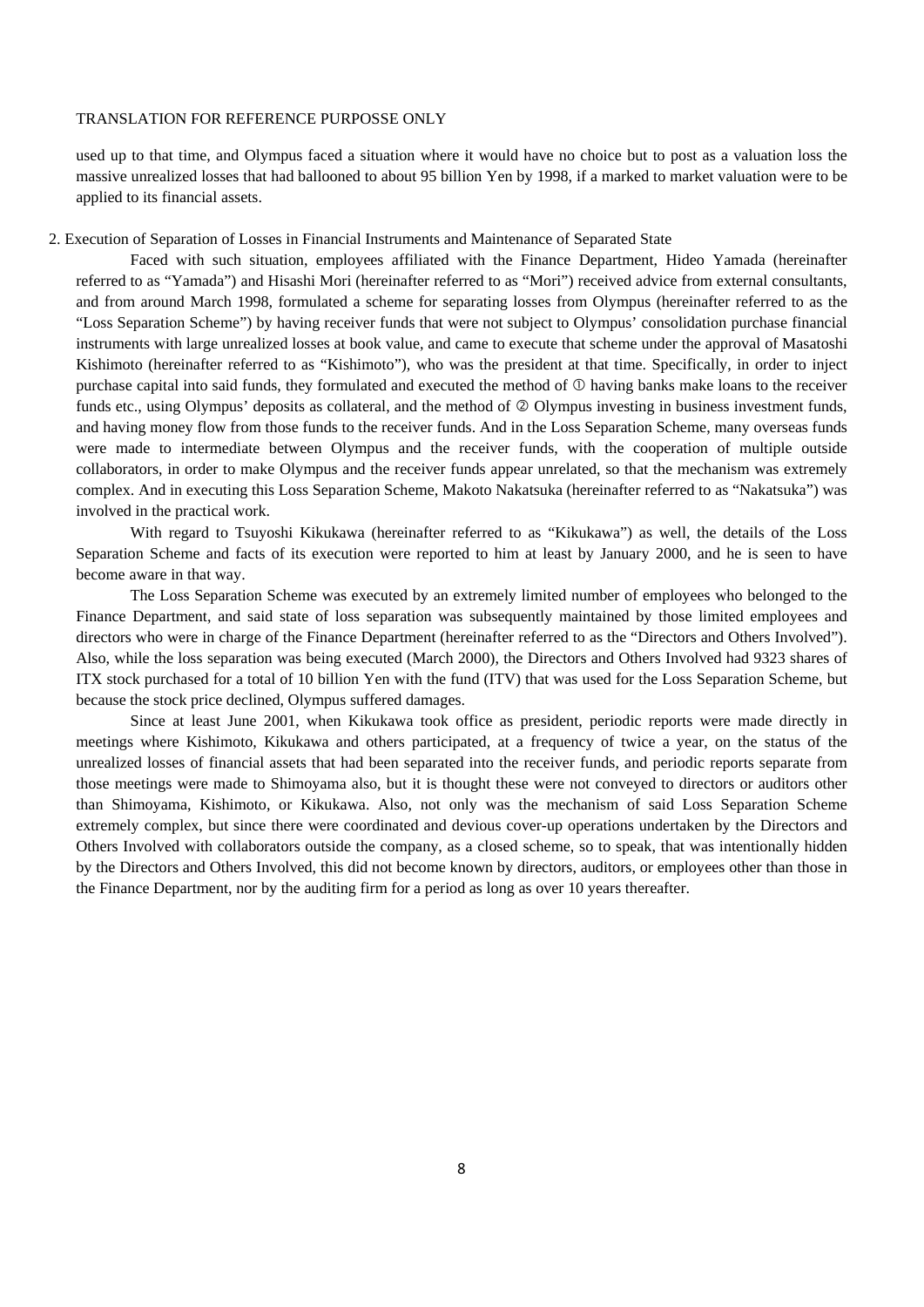used up to that time, and Olympus faced a situation where it would have no choice but to post as a valuation loss the massive unrealized losses that had ballooned to about 95 billion Yen by 1998, if a marked to market valuation were to be applied to its financial assets.

2. Execution of Separation of Losses in Financial Instruments and Maintenance of Separated State

Faced with such situation, employees affiliated with the Finance Department, Hideo Yamada (hereinafter referred to as "Yamada") and Hisashi Mori (hereinafter referred to as "Mori") received advice from external consultants, and from around March 1998, formulated a scheme for separating losses from Olympus (hereinafter referred to as the "Loss Separation Scheme") by having receiver funds that were not subject to Olympus' consolidation purchase financial instruments with large unrealized losses at book value, and came to execute that scheme under the approval of Masatoshi Kishimoto (hereinafter referred to as "Kishimoto"), who was the president at that time. Specifically, in order to inject purchase capital into said funds, they formulated and executed the method of ① having banks make loans to the receiver funds etc., using Olympus' deposits as collateral, and the method of ② Olympus investing in business investment funds, and having money flow from those funds to the receiver funds. And in the Loss Separation Scheme, many overseas funds were made to intermediate between Olympus and the receiver funds, with the cooperation of multiple outside collaborators, in order to make Olympus and the receiver funds appear unrelated, so that the mechanism was extremely complex. And in executing this Loss Separation Scheme, Makoto Nakatsuka (hereinafter referred to as "Nakatsuka") was involved in the practical work.

With regard to Tsuyoshi Kikukawa (hereinafter referred to as "Kikukawa") as well, the details of the Loss Separation Scheme and facts of its execution were reported to him at least by January 2000, and he is seen to have become aware in that way.

The Loss Separation Scheme was executed by an extremely limited number of employees who belonged to the Finance Department, and said state of loss separation was subsequently maintained by those limited employees and directors who were in charge of the Finance Department (hereinafter referred to as the "Directors and Others Involved"). Also, while the loss separation was being executed (March 2000), the Directors and Others Involved had 9323 shares of ITX stock purchased for a total of 10 billion Yen with the fund (ITV) that was used for the Loss Separation Scheme, but because the stock price declined, Olympus suffered damages.

Since at least June 2001, when Kikukawa took office as president, periodic reports were made directly in meetings where Kishimoto, Kikukawa and others participated, at a frequency of twice a year, on the status of the unrealized losses of financial assets that had been separated into the receiver funds, and periodic reports separate from those meetings were made to Shimoyama also, but it is thought these were not conveyed to directors or auditors other than Shimoyama, Kishimoto, or Kikukawa. Also, not only was the mechanism of said Loss Separation Scheme extremely complex, but since there were coordinated and devious cover-up operations undertaken by the Directors and Others Involved with collaborators outside the company, as a closed scheme, so to speak, that was intentionally hidden by the Directors and Others Involved, this did not become known by directors, auditors, or employees other than those in the Finance Department, nor by the auditing firm for a period as long as over 10 years thereafter.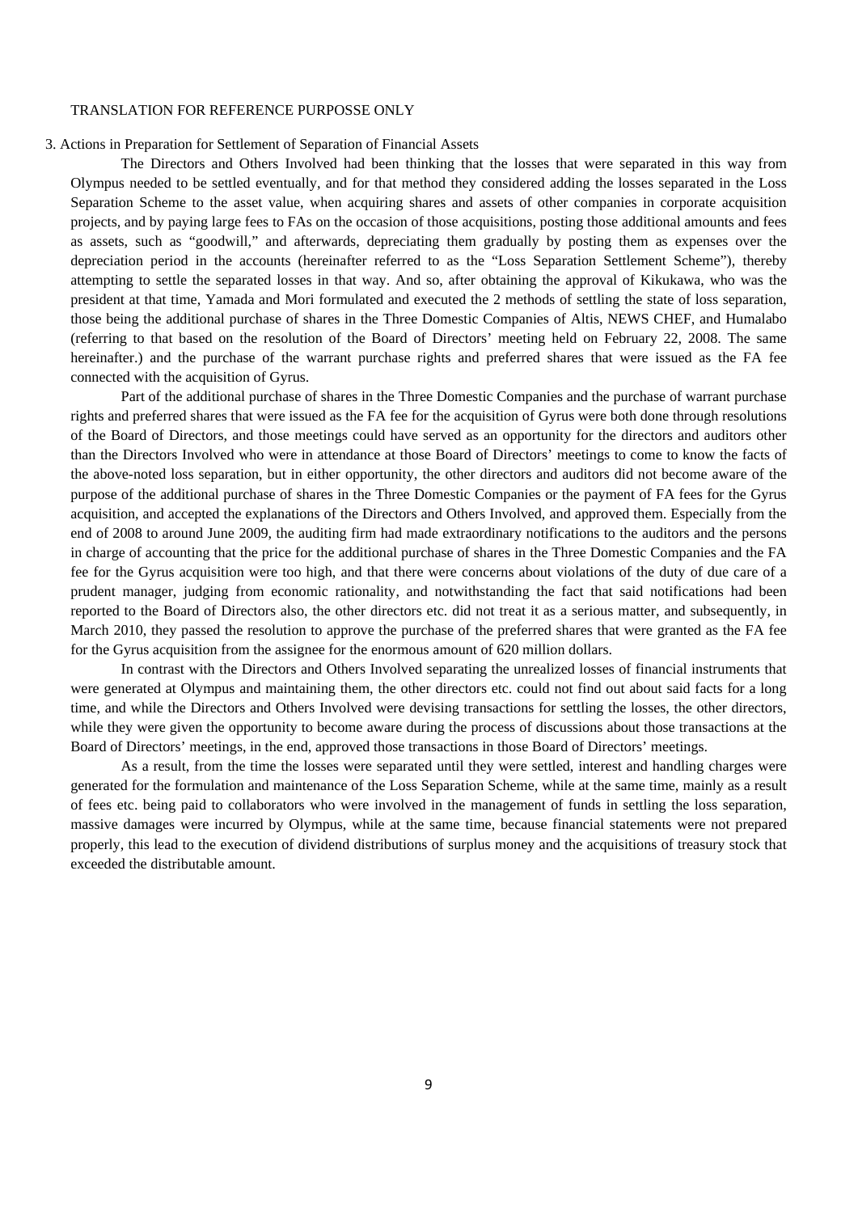TRANSLATION FOR REFERENCE PURPOSSE ONLY

3. Actions in Preparation for Settlement of Separation of Financial Assets

The Directors and Others Involved had been thinking that the losses that were separated in this way from Olympus needed to be settled eventually, and for that method they considered adding the losses separated in the Loss Separation Scheme to the asset value, when acquiring shares and assets of other companies in corporate acquisition projects, and by paying large fees to FAs on the occasion of those acquisitions, posting those additional amounts and fees as assets, such as "goodwill," and afterwards, depreciating them gradually by posting them as expenses over the depreciation period in the accounts (hereinafter referred to as the "Loss Separation Settlement Scheme"), thereby attempting to settle the separated losses in that way. And so, after obtaining the approval of Kikukawa, who was the president at that time, Yamada and Mori formulated and executed the 2 methods of settling the state of loss separation, those being the additional purchase of shares in the Three Domestic Companies of Altis, NEWS CHEF, and Humalabo (referring to that based on the resolution of the Board of Directors' meeting held on February 22, 2008. The same hereinafter.) and the purchase of the warrant purchase rights and preferred shares that were issued as the FA fee connected with the acquisition of Gyrus.

Part of the additional purchase of shares in the Three Domestic Companies and the purchase of warrant purchase rights and preferred shares that were issued as the FA fee for the acquisition of Gyrus were both done through resolutions of the Board of Directors, and those meetings could have served as an opportunity for the directors and auditors other than the Directors Involved who were in attendance at those Board of Directors' meetings to come to know the facts of the above-noted loss separation, but in either opportunity, the other directors and auditors did not become aware of the purpose of the additional purchase of shares in the Three Domestic Companies or the payment of FA fees for the Gyrus acquisition, and accepted the explanations of the Directors and Others Involved, and approved them. Especially from the end of 2008 to around June 2009, the auditing firm had made extraordinary notifications to the auditors and the persons in charge of accounting that the price for the additional purchase of shares in the Three Domestic Companies and the FA fee for the Gyrus acquisition were too high, and that there were concerns about violations of the duty of due care of a prudent manager, judging from economic rationality, and notwithstanding the fact that said notifications had been reported to the Board of Directors also, the other directors etc. did not treat it as a serious matter, and subsequently, in March 2010, they passed the resolution to approve the purchase of the preferred shares that were granted as the FA fee for the Gyrus acquisition from the assignee for the enormous amount of 620 million dollars.

In contrast with the Directors and Others Involved separating the unrealized losses of financial instruments that were generated at Olympus and maintaining them, the other directors etc. could not find out about said facts for a long time, and while the Directors and Others Involved were devising transactions for settling the losses, the other directors, while they were given the opportunity to become aware during the process of discussions about those transactions at the Board of Directors' meetings, in the end, approved those transactions in those Board of Directors' meetings.

As a result, from the time the losses were separated until they were settled, interest and handling charges were generated for the formulation and maintenance of the Loss Separation Scheme, while at the same time, mainly as a result of fees etc. being paid to collaborators who were involved in the management of funds in settling the loss separation, massive damages were incurred by Olympus, while at the same time, because financial statements were not prepared properly, this lead to the execution of dividend distributions of surplus money and the acquisitions of treasury stock that exceeded the distributable amount.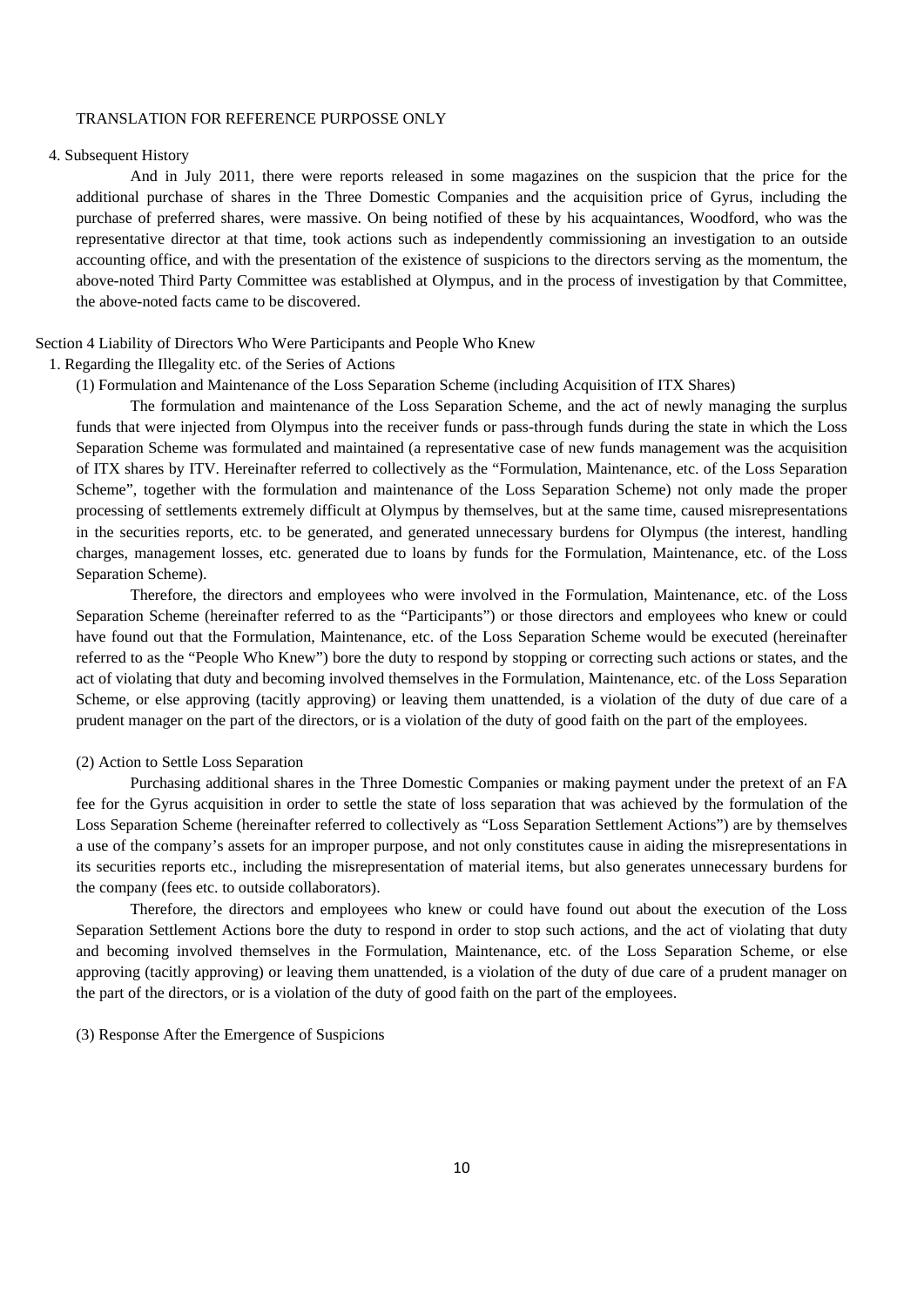TRANSLATION FOR REFERENCE PURPOSSE ONLY

4. Subsequent History

And in July 2011, there were reports released in some magazines on the suspicion that the price for the additional purchase of shares in the Three Domestic Companies and the acquisition price of Gyrus, including the purchase of preferred shares, were massive. On being notified of these by his acquaintances, Woodford, who was the representative director at that time, took actions such as independently commissioning an investigation to an outside accounting office, and with the presentation of the existence of suspicions to the directors serving as the momentum, the above-noted Third Party Committee was established at Olympus, and in the process of investigation by that Committee, the above-noted facts came to be discovered.

## Section 4 Liability of Directors Who Were Participants and People Who Knew

### 1. Regarding the Illegality etc. of the Series of Actions

#### (1) Formulation and Maintenance of the Loss Separation Scheme (including Acquisition of ITX Shares)

The formulation and maintenance of the Loss Separation Scheme, and the act of newly managing the surplus funds that were injected from Olympus into the receiver funds or pass-through funds during the state in which the Loss Separation Scheme was formulated and maintained (a representative case of new funds management was the acquisition of ITX shares by ITV. Hereinafter referred to collectively as the "Formulation, Maintenance, etc. of the Loss Separation Scheme", together with the formulation and maintenance of the Loss Separation Scheme) not only made the proper processing of settlements extremely difficult at Olympus by themselves, but at the same time, caused misrepresentations in the securities reports, etc. to be generated, and generated unnecessary burdens for Olympus (the interest, handling charges, management losses, etc. generated due to loans by funds for the Formulation, Maintenance, etc. of the Loss Separation Scheme).

Therefore, the directors and employees who were involved in the Formulation, Maintenance, etc. of the Loss Separation Scheme (hereinafter referred to as the "Participants") or those directors and employees who knew or could have found out that the Formulation, Maintenance, etc. of the Loss Separation Scheme would be executed (hereinafter referred to as the "People Who Knew") bore the duty to respond by stopping or correcting such actions or states, and the act of violating that duty and becoming involved themselves in the Formulation, Maintenance, etc. of the Loss Separation Scheme, or else approving (tacitly approving) or leaving them unattended, is a violation of the duty of due care of a prudent manager on the part of the directors, or is a violation of the duty of good faith on the part of the employees.

#### (2) Action to Settle Loss Separation

Purchasing additional shares in the Three Domestic Companies or making payment under the pretext of an FA fee for the Gyrus acquisition in order to settle the state of loss separation that was achieved by the formulation of the Loss Separation Scheme (hereinafter referred to collectively as "Loss Separation Settlement Actions") are by themselves a use of the company's assets for an improper purpose, and not only constitutes cause in aiding the misrepresentations in its securities reports etc., including the misrepresentation of material items, but also generates unnecessary burdens for the company (fees etc. to outside collaborators).

Therefore, the directors and employees who knew or could have found out about the execution of the Loss Separation Settlement Actions bore the duty to respond in order to stop such actions, and the act of violating that duty and becoming involved themselves in the Formulation, Maintenance, etc. of the Loss Separation Scheme, or else approving (tacitly approving) or leaving them unattended, is a violation of the duty of due care of a prudent manager on the part of the directors, or is a violation of the duty of good faith on the part of the employees.

#### (3) Response After the Emergence of Suspicions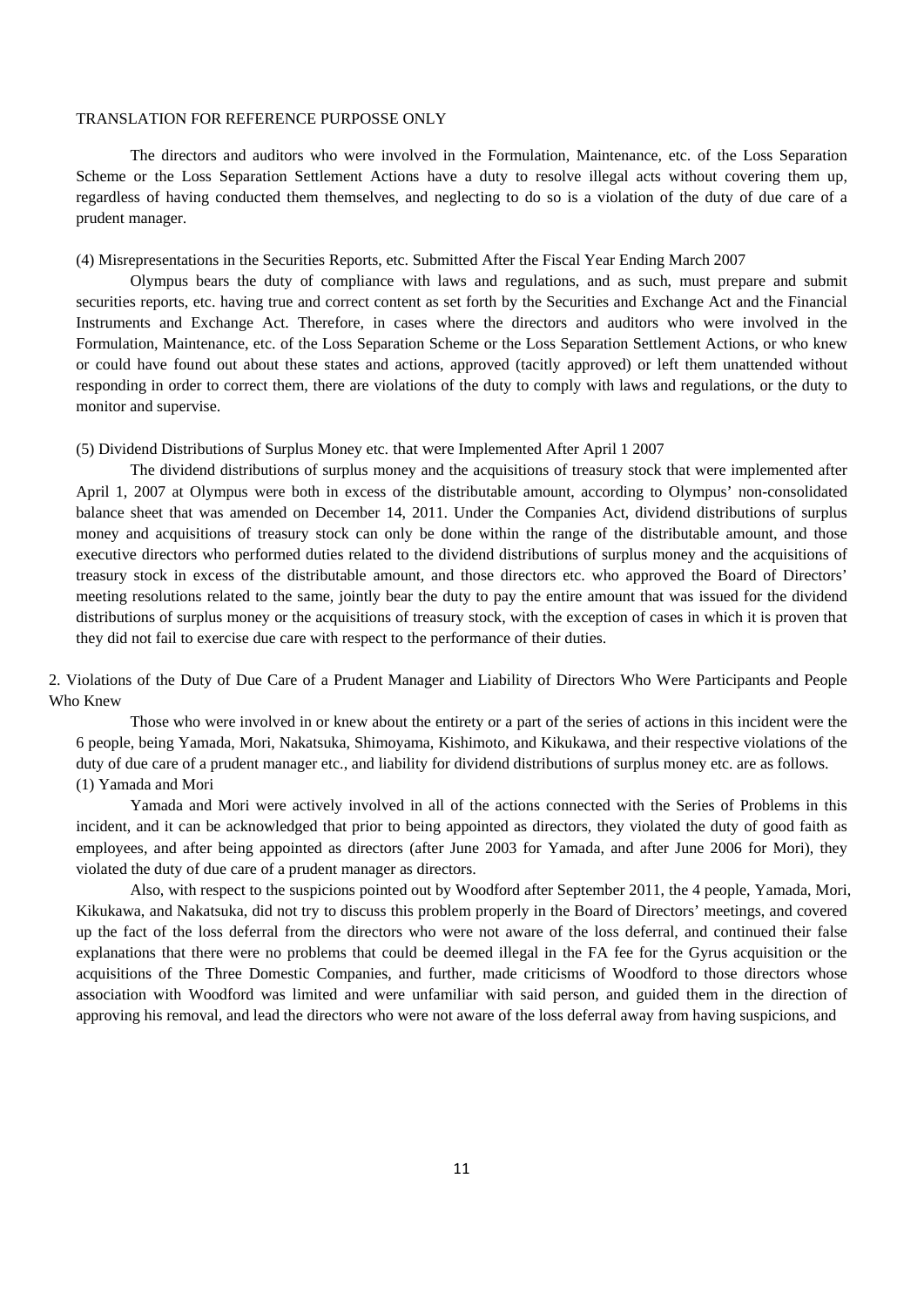TRANSLATION FOR REFERENCE PURPOSSE ONLY

The directors and auditors who were involved in the Formulation, Maintenance, etc. of the Loss Separation Scheme or the Loss Separation Settlement Actions have a duty to resolve illegal acts without covering them up, regardless of having conducted them themselves, and neglecting to do so is a violation of the duty of due care of a prudent manager.

(4) Misrepresentations in the Securities Reports, etc. Submitted After the Fiscal Year Ending March 2007

Olympus bears the duty of compliance with laws and regulations, and as such, must prepare and submit securities reports, etc. having true and correct content as set forth by the Securities and Exchange Act and the Financial Instruments and Exchange Act. Therefore, in cases where the directors and auditors who were involved in the Formulation, Maintenance, etc. of the Loss Separation Scheme or the Loss Separation Settlement Actions, or who knew or could have found out about these states and actions, approved (tacitly approved) or left them unattended without responding in order to correct them, there are violations of the duty to comply with laws and regulations, or the duty to monitor and supervise.

(5) Dividend Distributions of Surplus Money etc. that were Implemented After April 1 2007

The dividend distributions of surplus money and the acquisitions of treasury stock that were implemented after April 1, 2007 at Olympus were both in excess of the distributable amount, according to Olympus' non-consolidated balance sheet that was amended on December 14, 2011. Under the Companies Act, dividend distributions of surplus money and acquisitions of treasury stock can only be done within the range of the distributable amount, and those executive directors who performed duties related to the dividend distributions of surplus money and the acquisitions of treasury stock in excess of the distributable amount, and those directors etc. who approved the Board of Directors' meeting resolutions related to the same, jointly bear the duty to pay the entire amount that was issued for the dividend distributions of surplus money or the acquisitions of treasury stock, with the exception of cases in which it is proven that they did not fail to exercise due care with respect to the performance of their duties.

2. Violations of the Duty of Due Care of a Prudent Manager and Liability of Directors Who Were Participants and People Who Knew

Those who were involved in or knew about the entirety or a part of the series of actions in this incident were the 6 people, being Yamada, Mori, Nakatsuka, Shimoyama, Kishimoto, and Kikukawa, and their respective violations of the duty of due care of a prudent manager etc., and liability for dividend distributions of surplus money etc. are as follows.

(1) Yamada and Mori

Yamada and Mori were actively involved in all of the actions connected with the Series of Problems in this incident, and it can be acknowledged that prior to being appointed as directors, they violated the duty of good faith as employees, and after being appointed as directors (after June 2003 for Yamada, and after June 2006 for Mori), they violated the duty of due care of a prudent manager as directors.

Also, with respect to the suspicions pointed out by Woodford after September 2011, the 4 people, Yamada, Mori, Kikukawa, and Nakatsuka, did not try to discuss this problem properly in the Board of Directors' meetings, and covered up the fact of the loss deferral from the directors who were not aware of the loss deferral, and continued their false explanations that there were no problems that could be deemed illegal in the FA fee for the Gyrus acquisition or the acquisitions of the Three Domestic Companies, and further, made criticisms of Woodford to those directors whose association with Woodford was limited and were unfamiliar with said person, and guided them in the direction of approving his removal, and lead the directors who were not aware of the loss deferral away from having suspicions, and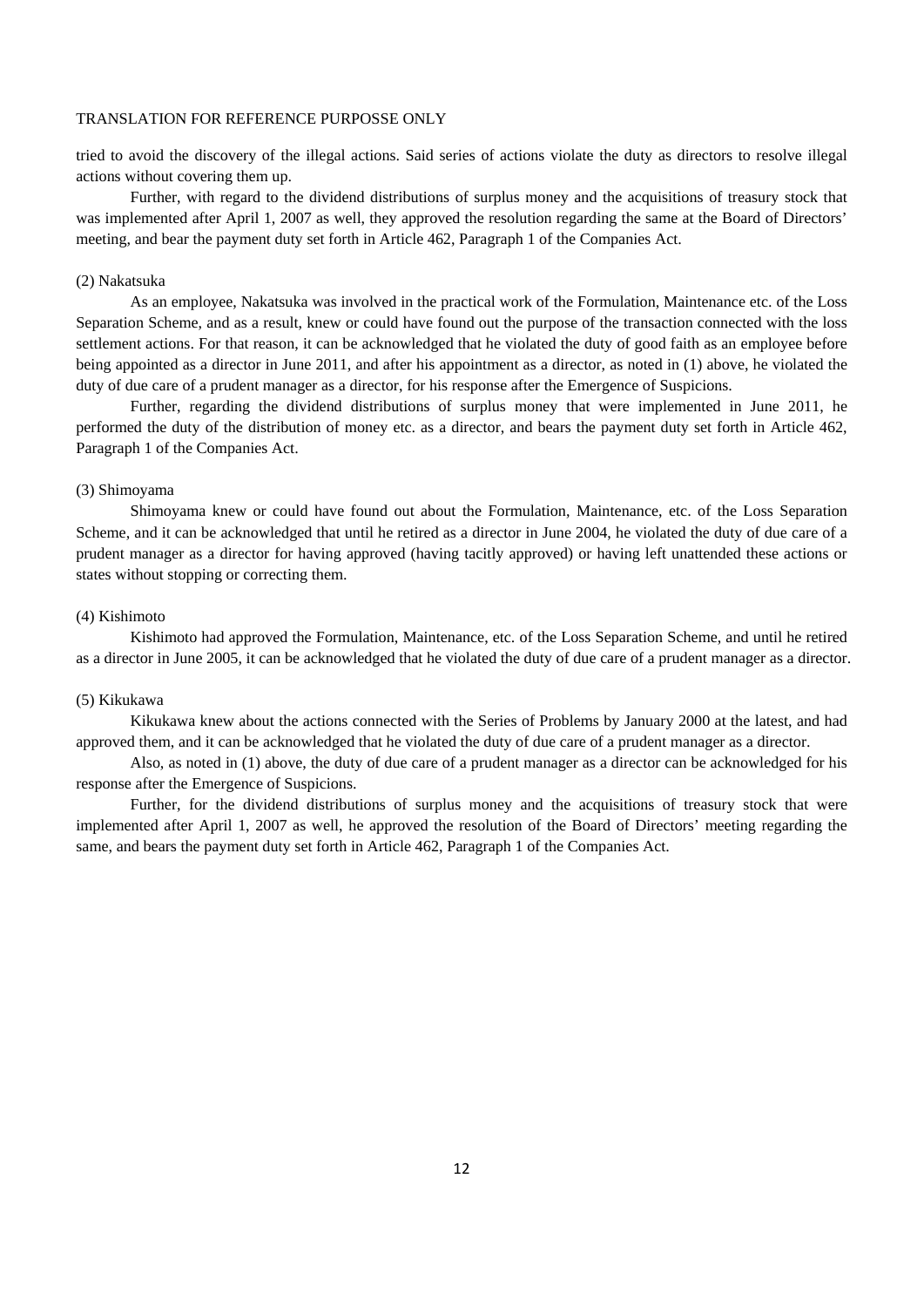tried to avoid the discovery of the illegal actions. Said series of actions violate the duty as directors to resolve illegal actions without covering them up.

Further, with regard to the dividend distributions of surplus money and the acquisitions of treasury stock that was implemented after April 1, 2007 as well, they approved the resolution regarding the same at the Board of Directors' meeting, and bear the payment duty set forth in Article 462, Paragraph 1 of the Companies Act.

(2) Nakatsuka

As an employee, Nakatsuka was involved in the practical work of the Formulation, Maintenance etc. of the Loss Separation Scheme, and as a result, knew or could have found out the purpose of the transaction connected with the loss settlement actions. For that reason, it can be acknowledged that he violated the duty of good faith as an employee before being appointed as a director in June 2011, and after his appointment as a director, as noted in (1) above, he violated the duty of due care of a prudent manager as a director, for his response after the Emergence of Suspicions.

Further, regarding the dividend distributions of surplus money that were implemented in June 2011, he performed the duty of the distribution of money etc. as a director, and bears the payment duty set forth in Article 462, Paragraph 1 of the Companies Act.

(3) Shimoyama

Shimoyama knew or could have found out about the Formulation, Maintenance, etc. of the Loss Separation Scheme, and it can be acknowledged that until he retired as a director in June 2004, he violated the duty of due care of a prudent manager as a director for having approved (having tacitly approved) or having left unattended these actions or states without stopping or correcting them.

(4) Kishimoto

Kishimoto had approved the Formulation, Maintenance, etc. of the Loss Separation Scheme, and until he retired as a director in June 2005, it can be acknowledged that he violated the duty of due care of a prudent manager as a director.

(5) Kikukawa

Kikukawa knew about the actions connected with the Series of Problems by January 2000 at the latest, and had approved them, and it can be acknowledged that he violated the duty of due care of a prudent manager as a director.

Also, as noted in (1) above, the duty of due care of a prudent manager as a director can be acknowledged for his response after the Emergence of Suspicions.

Further, for the dividend distributions of surplus money and the acquisitions of treasury stock that were implemented after April 1, 2007 as well, he approved the resolution of the Board of Directors' meeting regarding the same, and bears the payment duty set forth in Article 462, Paragraph 1 of the Companies Act.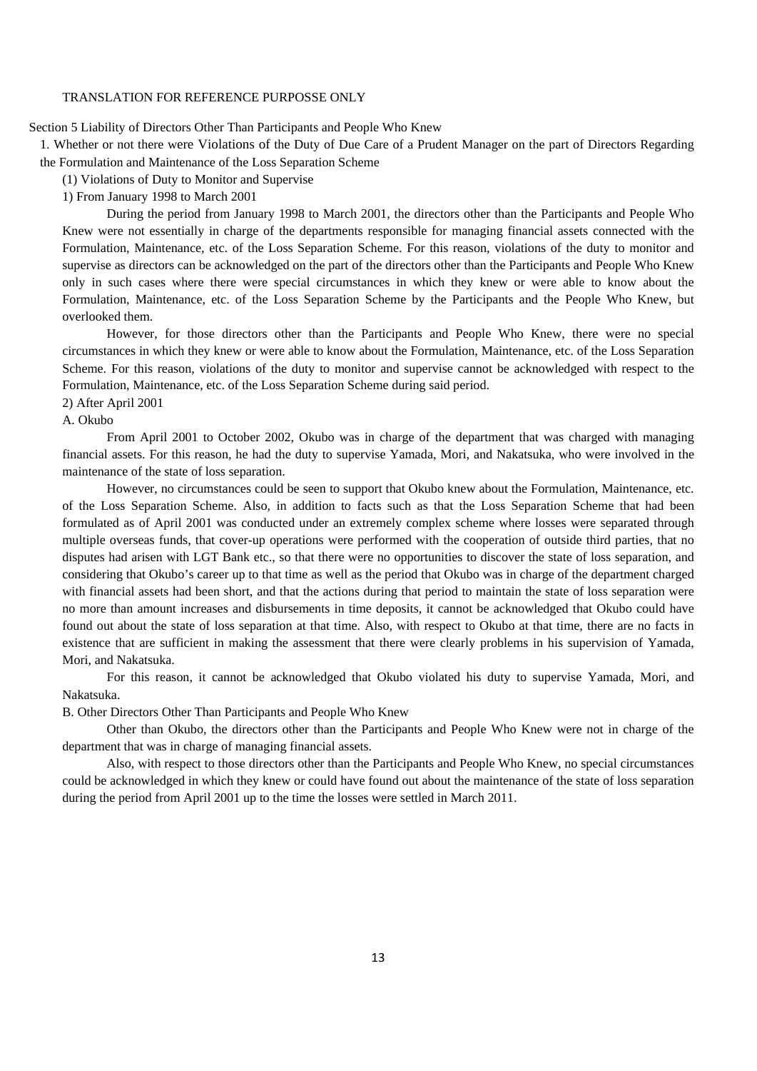TRANSLATION FOR REFERENCE PURPOSSE ONLY

## Section 5 Liability of Directors Other Than Participants and People Who Knew

### 1. Whether or not there were Violations of the Duty of Due Care of a Prudent Manager on the part of Directors Regarding the Formulation and Maintenance of the Loss Separation Scheme

#### (1) Violations of Duty to Monitor and Supervise

##### 1) From January 1998 to March 2001

During the period from January 1998 to March 2001, the directors other than the Participants and People Who Knew were not essentially in charge of the departments responsible for managing financial assets connected with the Formulation, Maintenance, etc. of the Loss Separation Scheme. For this reason, violations of the duty to monitor and supervise as directors can be acknowledged on the part of the directors other than the Participants and People Who Knew only in such cases where there were special circumstances in which they knew or were able to know about the Formulation, Maintenance, etc. of the Loss Separation Scheme by the Participants and the People Who Knew, but overlooked them.

However, for those directors other than the Participants and People Who Knew, there were no special circumstances in which they knew or were able to know about the Formulation, Maintenance, etc. of the Loss Separation Scheme. For this reason, violations of the duty to monitor and supervise cannot be acknowledged with respect to the Formulation, Maintenance, etc. of the Loss Separation Scheme during said period.

##### 2) After April 2001

A. Okubo

From April 2001 to October 2002, Okubo was in charge of the department that was charged with managing financial assets. For this reason, he had the duty to supervise Yamada, Mori, and Nakatsuka, who were involved in the maintenance of the state of loss separation.

However, no circumstances could be seen to support that Okubo knew about the Formulation, Maintenance, etc. of the Loss Separation Scheme. Also, in addition to facts such as that the Loss Separation Scheme that had been formulated as of April 2001 was conducted under an extremely complex scheme where losses were separated through multiple overseas funds, that cover-up operations were performed with the cooperation of outside third parties, that no disputes had arisen with LGT Bank etc., so that there were no opportunities to discover the state of loss separation, and considering that Okubo's career up to that time as well as the period that Okubo was in charge of the department charged with financial assets had been short, and that the actions during that period to maintain the state of loss separation were no more than amount increases and disbursements in time deposits, it cannot be acknowledged that Okubo could have found out about the state of loss separation at that time. Also, with respect to Okubo at that time, there are no facts in existence that are sufficient in making the assessment that there were clearly problems in his supervision of Yamada, Mori, and Nakatsuka.

For this reason, it cannot be acknowledged that Okubo violated his duty to supervise Yamada, Mori, and Nakatsuka.

B. Other Directors Other Than Participants and People Who Knew

Other than Okubo, the directors other than the Participants and People Who Knew were not in charge of the department that was in charge of managing financial assets.

Also, with respect to those directors other than the Participants and People Who Knew, no special circumstances could be acknowledged in which they knew or could have found out about the maintenance of the state of loss separation during the period from April 2001 up to the time the losses were settled in March 2011.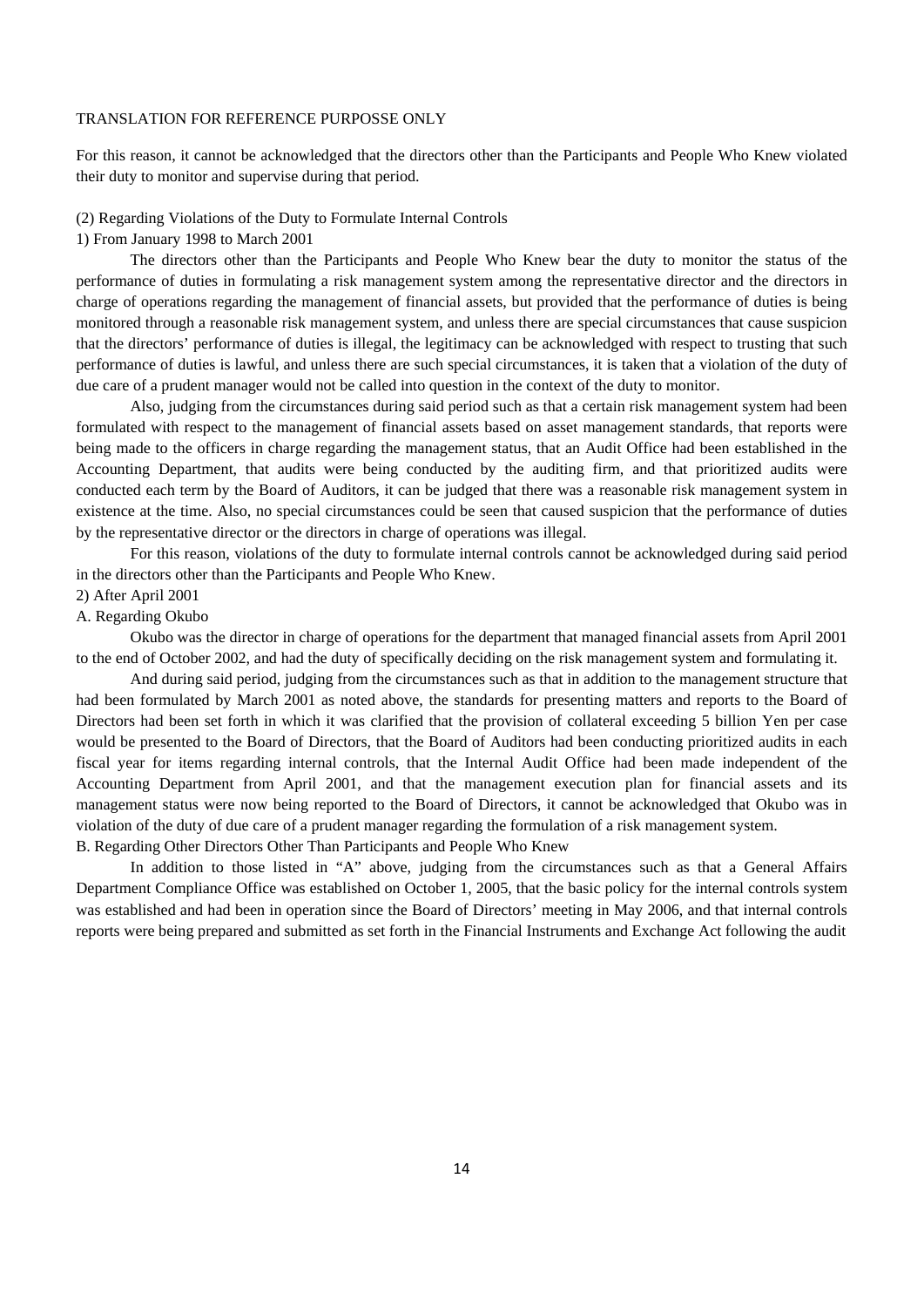For this reason, it cannot be acknowledged that the directors other than the Participants and People Who Knew violated their duty to monitor and supervise during that period.

(2) Regarding Violations of the Duty to Formulate Internal Controls

1) From January 1998 to March 2001

The directors other than the Participants and People Who Knew bear the duty to monitor the status of the performance of duties in formulating a risk management system among the representative director and the directors in charge of operations regarding the management of financial assets, but provided that the performance of duties is being monitored through a reasonable risk management system, and unless there are special circumstances that cause suspicion that the directors' performance of duties is illegal, the legitimacy can be acknowledged with respect to trusting that such performance of duties is lawful, and unless there are such special circumstances, it is taken that a violation of the duty of due care of a prudent manager would not be called into question in the context of the duty to monitor.

Also, judging from the circumstances during said period such as that a certain risk management system had been formulated with respect to the management of financial assets based on asset management standards, that reports were being made to the officers in charge regarding the management status, that an Audit Office had been established in the Accounting Department, that audits were being conducted by the auditing firm, and that prioritized audits were conducted each term by the Board of Auditors, it can be judged that there was a reasonable risk management system in existence at the time. Also, no special circumstances could be seen that caused suspicion that the performance of duties by the representative director or the directors in charge of operations was illegal.

For this reason, violations of the duty to formulate internal controls cannot be acknowledged during said period in the directors other than the Participants and People Who Knew.

2) After April 2001

A. Regarding Okubo

Okubo was the director in charge of operations for the department that managed financial assets from April 2001 to the end of October 2002, and had the duty of specifically deciding on the risk management system and formulating it.

And during said period, judging from the circumstances such as that in addition to the management structure that had been formulated by March 2001 as noted above, the standards for presenting matters and reports to the Board of Directors had been set forth in which it was clarified that the provision of collateral exceeding 5 billion Yen per case would be presented to the Board of Directors, that the Board of Auditors had been conducting prioritized audits in each fiscal year for items regarding internal controls, that the Internal Audit Office had been made independent of the Accounting Department from April 2001, and that the management execution plan for financial assets and its management status were now being reported to the Board of Directors, it cannot be acknowledged that Okubo was in violation of the duty of due care of a prudent manager regarding the formulation of a risk management system.

B. Regarding Other Directors Other Than Participants and People Who Knew

In addition to those listed in "A" above, judging from the circumstances such as that a General Affairs Department Compliance Office was established on October 1, 2005, that the basic policy for the internal controls system was established and had been in operation since the Board of Directors' meeting in May 2006, and that internal controls reports were being prepared and submitted as set forth in the Financial Instruments and Exchange Act following the audit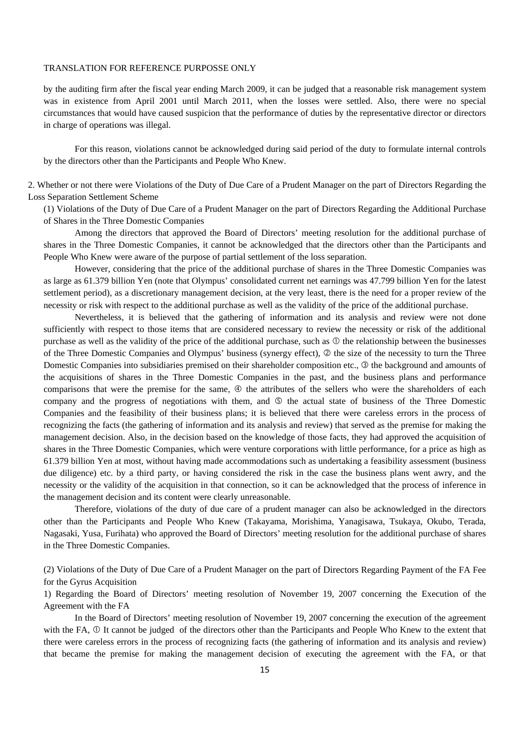by the auditing firm after the fiscal year ending March 2009, it can be judged that a reasonable risk management system was in existence from April 2001 until March 2011, when the losses were settled. Also, there were no special circumstances that would have caused suspicion that the performance of duties by the representative director or directors in charge of operations was illegal.

For this reason, violations cannot be acknowledged during said period of the duty to formulate internal controls by the directors other than the Participants and People Who Knew.

## 2. Whether or not there were Violations of the Duty of Due Care of a Prudent Manager on the part of Directors Regarding the Loss Separation Settlement Scheme

### (1) Violations of the Duty of Due Care of a Prudent Manager on the part of Directors Regarding the Additional Purchase of Shares in the Three Domestic Companies

Among the directors that approved the Board of Directors' meeting resolution for the additional purchase of shares in the Three Domestic Companies, it cannot be acknowledged that the directors other than the Participants and People Who Knew were aware of the purpose of partial settlement of the loss separation.

However, considering that the price of the additional purchase of shares in the Three Domestic Companies was as large as 61.379 billion Yen (note that Olympus' consolidated current net earnings was 47.799 billion Yen for the latest settlement period), as a discretionary management decision, at the very least, there is the need for a proper review of the necessity or risk with respect to the additional purchase as well as the validity of the price of the additional purchase.

Nevertheless, it is believed that the gathering of information and its analysis and review were not done sufficiently with respect to those items that are considered necessary to review the necessity or risk of the additional purchase as well as the validity of the price of the additional purchase, such as ① the relationship between the businesses of the Three Domestic Companies and Olympus' business (synergy effect), ② the size of the necessity to turn the Three Domestic Companies into subsidiaries premised on their shareholder composition etc., ③ the background and amounts of the acquisitions of shares in the Three Domestic Companies in the past, and the business plans and performance comparisons that were the premise for the same, ④ the attributes of the sellers who were the shareholders of each company and the progress of negotiations with them, and ⑤ the actual state of business of the Three Domestic Companies and the feasibility of their business plans; it is believed that there were careless errors in the process of recognizing the facts (the gathering of information and its analysis and review) that served as the premise for making the management decision. Also, in the decision based on the knowledge of those facts, they had approved the acquisition of shares in the Three Domestic Companies, which were venture corporations with little performance, for a price as high as 61.379 billion Yen at most, without having made accommodations such as undertaking a feasibility assessment (business due diligence) etc. by a third party, or having considered the risk in the case the business plans went awry, and the necessity or the validity of the acquisition in that connection, so it can be acknowledged that the process of inference in the management decision and its content were clearly unreasonable.

Therefore, violations of the duty of due care of a prudent manager can also be acknowledged in the directors other than the Participants and People Who Knew (Takayama, Morishima, Yanagisawa, Tsukaya, Okubo, Terada, Nagasaki, Yusa, Furihata) who approved the Board of Directors' meeting resolution for the additional purchase of shares in the Three Domestic Companies.

### (2) Violations of the Duty of Due Care of a Prudent Manager on the part of Directors Regarding Payment of the FA Fee for the Gyrus Acquisition

#### 1) Regarding the Board of Directors' meeting resolution of November 19, 2007 concerning the Execution of the Agreement with the FA

In the Board of Directors' meeting resolution of November 19, 2007 concerning the execution of the agreement with the FA, ① It cannot be judged of the directors other than the Participants and People Who Knew to the extent that there were careless errors in the process of recognizing facts (the gathering of information and its analysis and review) that became the premise for making the management decision of executing the agreement with the FA, or that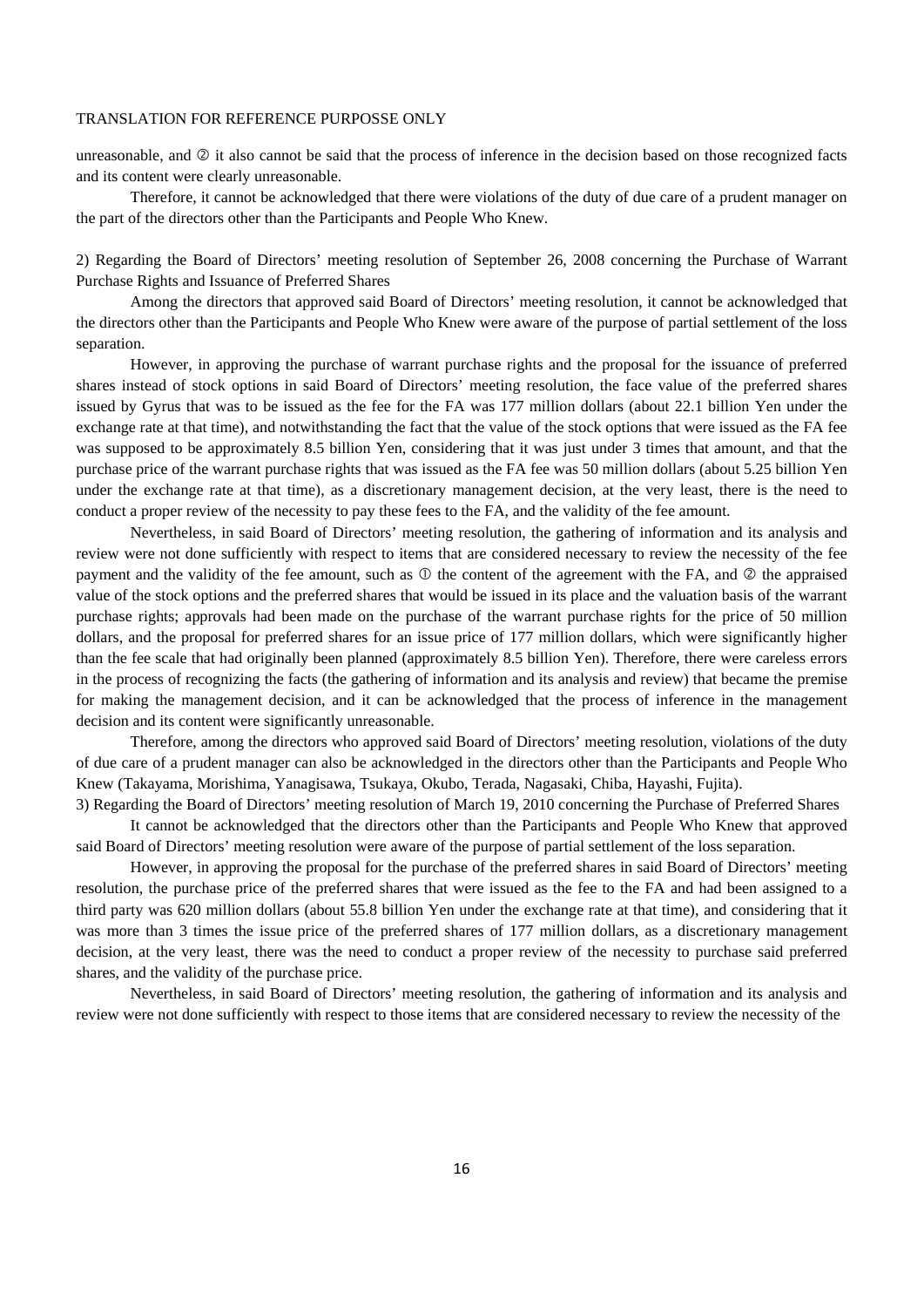unreasonable, and ② it also cannot be said that the process of inference in the decision based on those recognized facts and its content were clearly unreasonable.

Therefore, it cannot be acknowledged that there were violations of the duty of due care of a prudent manager on the part of the directors other than the Participants and People Who Knew.

2) Regarding the Board of Directors' meeting resolution of September 26, 2008 concerning the Purchase of Warrant Purchase Rights and Issuance of Preferred Shares

Among the directors that approved said Board of Directors' meeting resolution, it cannot be acknowledged that the directors other than the Participants and People Who Knew were aware of the purpose of partial settlement of the loss separation.

However, in approving the purchase of warrant purchase rights and the proposal for the issuance of preferred shares instead of stock options in said Board of Directors' meeting resolution, the face value of the preferred shares issued by Gyrus that was to be issued as the fee for the FA was 177 million dollars (about 22.1 billion Yen under the exchange rate at that time), and notwithstanding the fact that the value of the stock options that were issued as the FA fee was supposed to be approximately 8.5 billion Yen, considering that it was just under 3 times that amount, and that the purchase price of the warrant purchase rights that was issued as the FA fee was 50 million dollars (about 5.25 billion Yen under the exchange rate at that time), as a discretionary management decision, at the very least, there is the need to conduct a proper review of the necessity to pay these fees to the FA, and the validity of the fee amount.

Nevertheless, in said Board of Directors' meeting resolution, the gathering of information and its analysis and review were not done sufficiently with respect to items that are considered necessary to review the necessity of the fee payment and the validity of the fee amount, such as ① the content of the agreement with the FA, and ② the appraised value of the stock options and the preferred shares that would be issued in its place and the valuation basis of the warrant purchase rights; approvals had been made on the purchase of the warrant purchase rights for the price of 50 million dollars, and the proposal for preferred shares for an issue price of 177 million dollars, which were significantly higher than the fee scale that had originally been planned (approximately 8.5 billion Yen). Therefore, there were careless errors in the process of recognizing the facts (the gathering of information and its analysis and review) that became the premise for making the management decision, and it can be acknowledged that the process of inference in the management decision and its content were significantly unreasonable.

Therefore, among the directors who approved said Board of Directors' meeting resolution, violations of the duty of due care of a prudent manager can also be acknowledged in the directors other than the Participants and People Who Knew (Takayama, Morishima, Yanagisawa, Tsukaya, Okubo, Terada, Nagasaki, Chiba, Hayashi, Fujita).

3) Regarding the Board of Directors' meeting resolution of March 19, 2010 concerning the Purchase of Preferred Shares

It cannot be acknowledged that the directors other than the Participants and People Who Knew that approved said Board of Directors' meeting resolution were aware of the purpose of partial settlement of the loss separation.

However, in approving the proposal for the purchase of the preferred shares in said Board of Directors' meeting resolution, the purchase price of the preferred shares that were issued as the fee to the FA and had been assigned to a third party was 620 million dollars (about 55.8 billion Yen under the exchange rate at that time), and considering that it was more than 3 times the issue price of the preferred shares of 177 million dollars, as a discretionary management decision, at the very least, there was the need to conduct a proper review of the necessity to purchase said preferred shares, and the validity of the purchase price.

Nevertheless, in said Board of Directors' meeting resolution, the gathering of information and its analysis and review were not done sufficiently with respect to those items that are considered necessary to review the necessity of the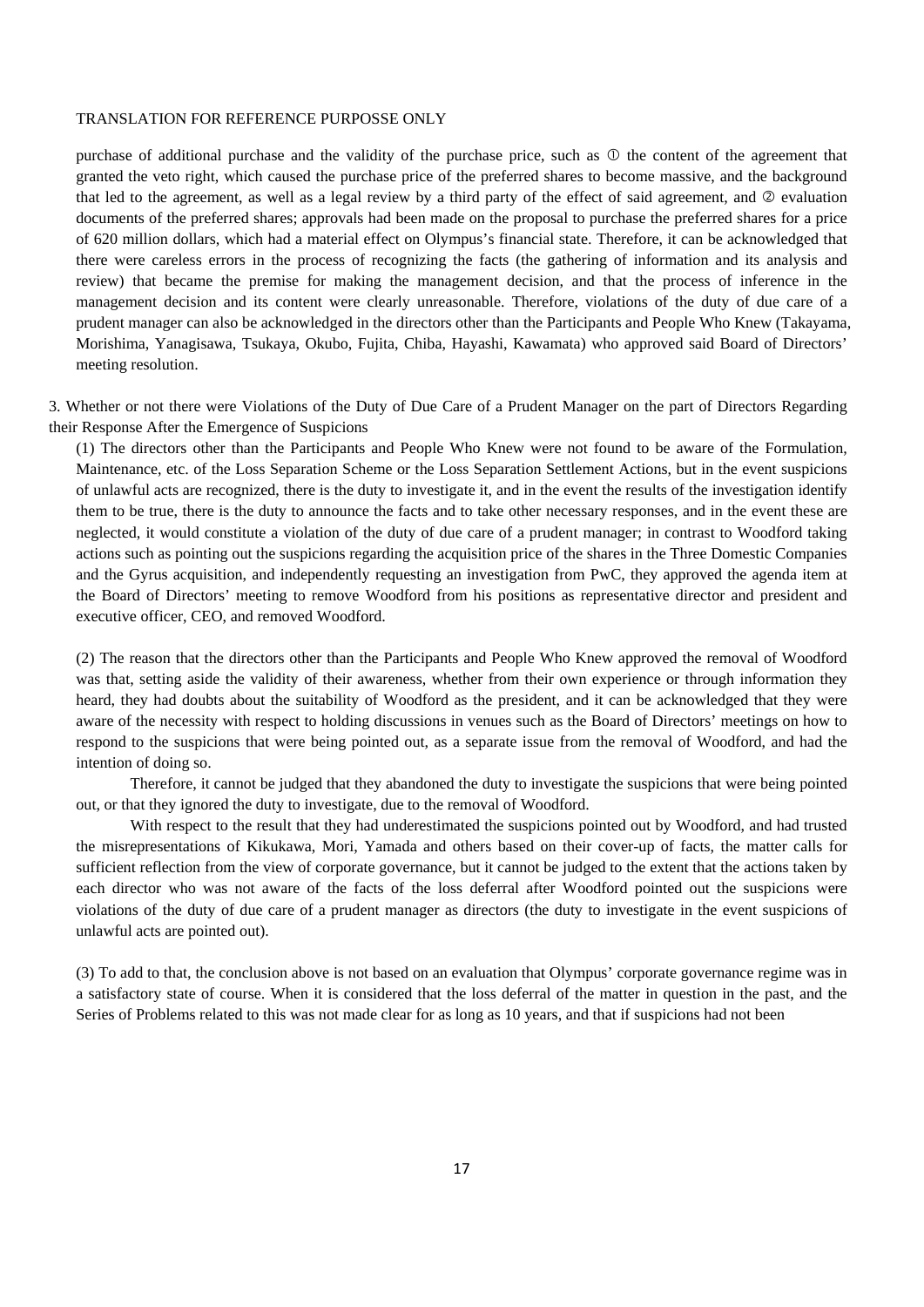purchase of additional purchase and the validity of the purchase price, such as ① the content of the agreement that granted the veto right, which caused the purchase price of the preferred shares to become massive, and the background that led to the agreement, as well as a legal review by a third party of the effect of said agreement, and ② evaluation documents of the preferred shares; approvals had been made on the proposal to purchase the preferred shares for a price of 620 million dollars, which had a material effect on Olympus's financial state. Therefore, it can be acknowledged that there were careless errors in the process of recognizing the facts (the gathering of information and its analysis and review) that became the premise for making the management decision, and that the process of inference in the management decision and its content were clearly unreasonable. Therefore, violations of the duty of due care of a prudent manager can also be acknowledged in the directors other than the Participants and People Who Knew (Takayama, Morishima, Yanagisawa, Tsukaya, Okubo, Fujita, Chiba, Hayashi, Kawamata) who approved said Board of Directors' meeting resolution.

3. Whether or not there were Violations of the Duty of Due Care of a Prudent Manager on the part of Directors Regarding their Response After the Emergence of Suspicions

(1) The directors other than the Participants and People Who Knew were not found to be aware of the Formulation, Maintenance, etc. of the Loss Separation Scheme or the Loss Separation Settlement Actions, but in the event suspicions of unlawful acts are recognized, there is the duty to investigate it, and in the event the results of the investigation identify them to be true, there is the duty to announce the facts and to take other necessary responses, and in the event these are neglected, it would constitute a violation of the duty of due care of a prudent manager; in contrast to Woodford taking actions such as pointing out the suspicions regarding the acquisition price of the shares in the Three Domestic Companies and the Gyrus acquisition, and independently requesting an investigation from PwC, they approved the agenda item at the Board of Directors' meeting to remove Woodford from his positions as representative director and president and executive officer, CEO, and removed Woodford.

(2) The reason that the directors other than the Participants and People Who Knew approved the removal of Woodford was that, setting aside the validity of their awareness, whether from their own experience or through information they heard, they had doubts about the suitability of Woodford as the president, and it can be acknowledged that they were aware of the necessity with respect to holding discussions in venues such as the Board of Directors' meetings on how to respond to the suspicions that were being pointed out, as a separate issue from the removal of Woodford, and had the intention of doing so.

Therefore, it cannot be judged that they abandoned the duty to investigate the suspicions that were being pointed out, or that they ignored the duty to investigate, due to the removal of Woodford.

With respect to the result that they had underestimated the suspicions pointed out by Woodford, and had trusted the misrepresentations of Kikukawa, Mori, Yamada and others based on their cover-up of facts, the matter calls for sufficient reflection from the view of corporate governance, but it cannot be judged to the extent that the actions taken by each director who was not aware of the facts of the loss deferral after Woodford pointed out the suspicions were violations of the duty of due care of a prudent manager as directors (the duty to investigate in the event suspicions of unlawful acts are pointed out).

(3) To add to that, the conclusion above is not based on an evaluation that Olympus' corporate governance regime was in a satisfactory state of course. When it is considered that the loss deferral of the matter in question in the past, and the Series of Problems related to this was not made clear for as long as 10 years, and that if suspicions had not been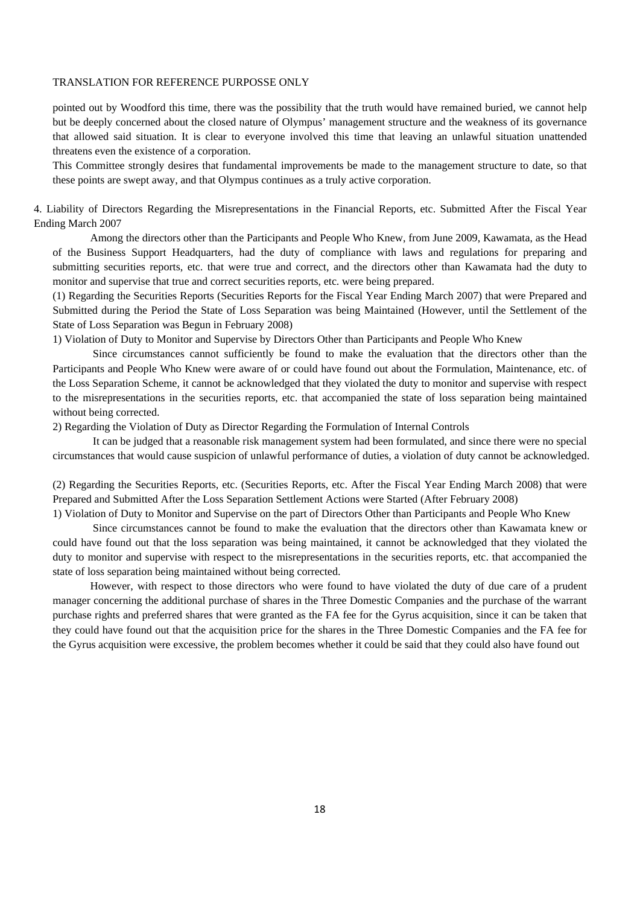pointed out by Woodford this time, there was the possibility that the truth would have remained buried, we cannot help but be deeply concerned about the closed nature of Olympus' management structure and the weakness of its governance that allowed said situation. It is clear to everyone involved this time that leaving an unlawful situation unattended threatens even the existence of a corporation.

This Committee strongly desires that fundamental improvements be made to the management structure to date, so that these points are swept away, and that Olympus continues as a truly active corporation.

4. Liability of Directors Regarding the Misrepresentations in the Financial Reports, etc. Submitted After the Fiscal Year Ending March 2007

Among the directors other than the Participants and People Who Knew, from June 2009, Kawamata, as the Head of the Business Support Headquarters, had the duty of compliance with laws and regulations for preparing and submitting securities reports, etc. that were true and correct, and the directors other than Kawamata had the duty to monitor and supervise that true and correct securities reports, etc. were being prepared.

(1) Regarding the Securities Reports (Securities Reports for the Fiscal Year Ending March 2007) that were Prepared and Submitted during the Period the State of Loss Separation was being Maintained (However, until the Settlement of the State of Loss Separation was Begun in February 2008)

1) Violation of Duty to Monitor and Supervise by Directors Other than Participants and People Who Knew

Since circumstances cannot sufficiently be found to make the evaluation that the directors other than the Participants and People Who Knew were aware of or could have found out about the Formulation, Maintenance, etc. of the Loss Separation Scheme, it cannot be acknowledged that they violated the duty to monitor and supervise with respect to the misrepresentations in the securities reports, etc. that accompanied the state of loss separation being maintained without being corrected.

2) Regarding the Violation of Duty as Director Regarding the Formulation of Internal Controls

It can be judged that a reasonable risk management system had been formulated, and since there were no special circumstances that would cause suspicion of unlawful performance of duties, a violation of duty cannot be acknowledged.

(2) Regarding the Securities Reports, etc. (Securities Reports, etc. After the Fiscal Year Ending March 2008) that were Prepared and Submitted After the Loss Separation Settlement Actions were Started (After February 2008)

1) Violation of Duty to Monitor and Supervise on the part of Directors Other than Participants and People Who Knew

Since circumstances cannot be found to make the evaluation that the directors other than Kawamata knew or could have found out that the loss separation was being maintained, it cannot be acknowledged that they violated the duty to monitor and supervise with respect to the misrepresentations in the securities reports, etc. that accompanied the state of loss separation being maintained without being corrected.

However, with respect to those directors who were found to have violated the duty of due care of a prudent manager concerning the additional purchase of shares in the Three Domestic Companies and the purchase of the warrant purchase rights and preferred shares that were granted as the FA fee for the Gyrus acquisition, since it can be taken that they could have found out that the acquisition price for the shares in the Three Domestic Companies and the FA fee for the Gyrus acquisition were excessive, the problem becomes whether it could be said that they could also have found out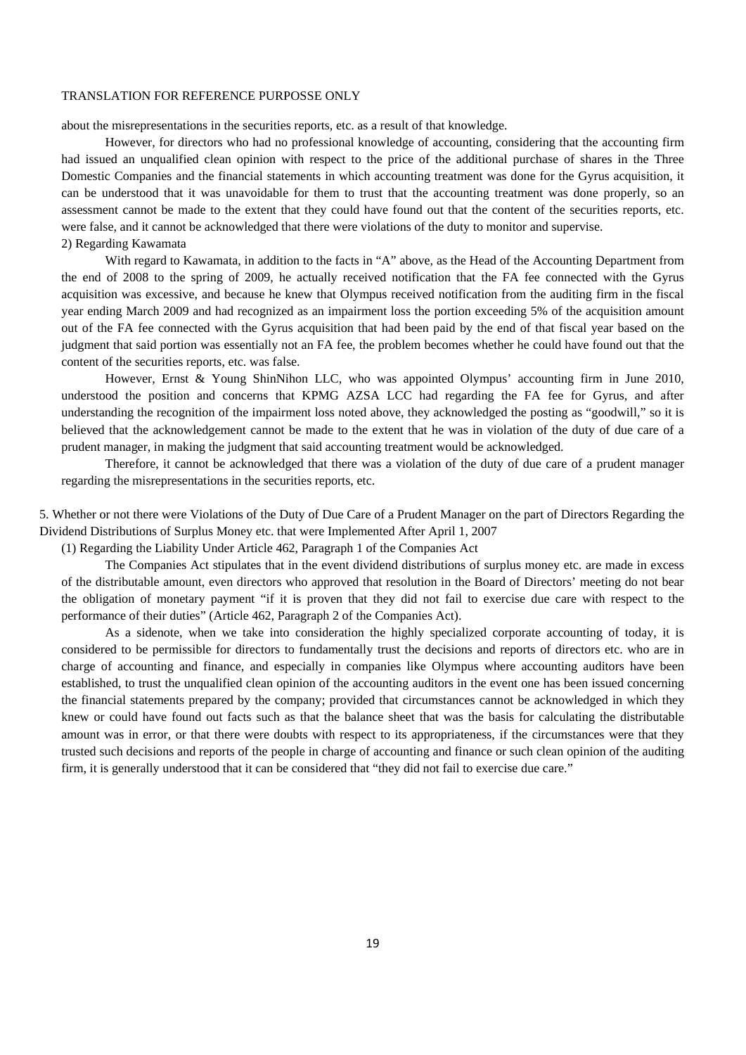about the misrepresentations in the securities reports, etc. as a result of that knowledge.

However, for directors who had no professional knowledge of accounting, considering that the accounting firm had issued an unqualified clean opinion with respect to the price of the additional purchase of shares in the Three Domestic Companies and the financial statements in which accounting treatment was done for the Gyrus acquisition, it can be understood that it was unavoidable for them to trust that the accounting treatment was done properly, so an assessment cannot be made to the extent that they could have found out that the content of the securities reports, etc. were false, and it cannot be acknowledged that there were violations of the duty to monitor and supervise.

2) Regarding Kawamata

With regard to Kawamata, in addition to the facts in "A" above, as the Head of the Accounting Department from the end of 2008 to the spring of 2009, he actually received notification that the FA fee connected with the Gyrus acquisition was excessive, and because he knew that Olympus received notification from the auditing firm in the fiscal year ending March 2009 and had recognized as an impairment loss the portion exceeding 5% of the acquisition amount out of the FA fee connected with the Gyrus acquisition that had been paid by the end of that fiscal year based on the judgment that said portion was essentially not an FA fee, the problem becomes whether he could have found out that the content of the securities reports, etc. was false.

However, Ernst & Young ShinNihon LLC, who was appointed Olympus' accounting firm in June 2010, understood the position and concerns that KPMG AZSA LCC had regarding the FA fee for Gyrus, and after understanding the recognition of the impairment loss noted above, they acknowledged the posting as "goodwill," so it is believed that the acknowledgement cannot be made to the extent that he was in violation of the duty of due care of a prudent manager, in making the judgment that said accounting treatment would be acknowledged.

Therefore, it cannot be acknowledged that there was a violation of the duty of due care of a prudent manager regarding the misrepresentations in the securities reports, etc.

5. Whether or not there were Violations of the Duty of Due Care of a Prudent Manager on the part of Directors Regarding the Dividend Distributions of Surplus Money etc. that were Implemented After April 1, 2007

(1) Regarding the Liability Under Article 462, Paragraph 1 of the Companies Act

The Companies Act stipulates that in the event dividend distributions of surplus money etc. are made in excess of the distributable amount, even directors who approved that resolution in the Board of Directors' meeting do not bear the obligation of monetary payment "if it is proven that they did not fail to exercise due care with respect to the performance of their duties" (Article 462, Paragraph 2 of the Companies Act).

As a sidenote, when we take into consideration the highly specialized corporate accounting of today, it is considered to be permissible for directors to fundamentally trust the decisions and reports of directors etc. who are in charge of accounting and finance, and especially in companies like Olympus where accounting auditors have been established, to trust the unqualified clean opinion of the accounting auditors in the event one has been issued concerning the financial statements prepared by the company; provided that circumstances cannot be acknowledged in which they knew or could have found out facts such as that the balance sheet that was the basis for calculating the distributable amount was in error, or that there were doubts with respect to its appropriateness, if the circumstances were that they trusted such decisions and reports of the people in charge of accounting and finance or such clean opinion of the auditing firm, it is generally understood that it can be considered that "they did not fail to exercise due care."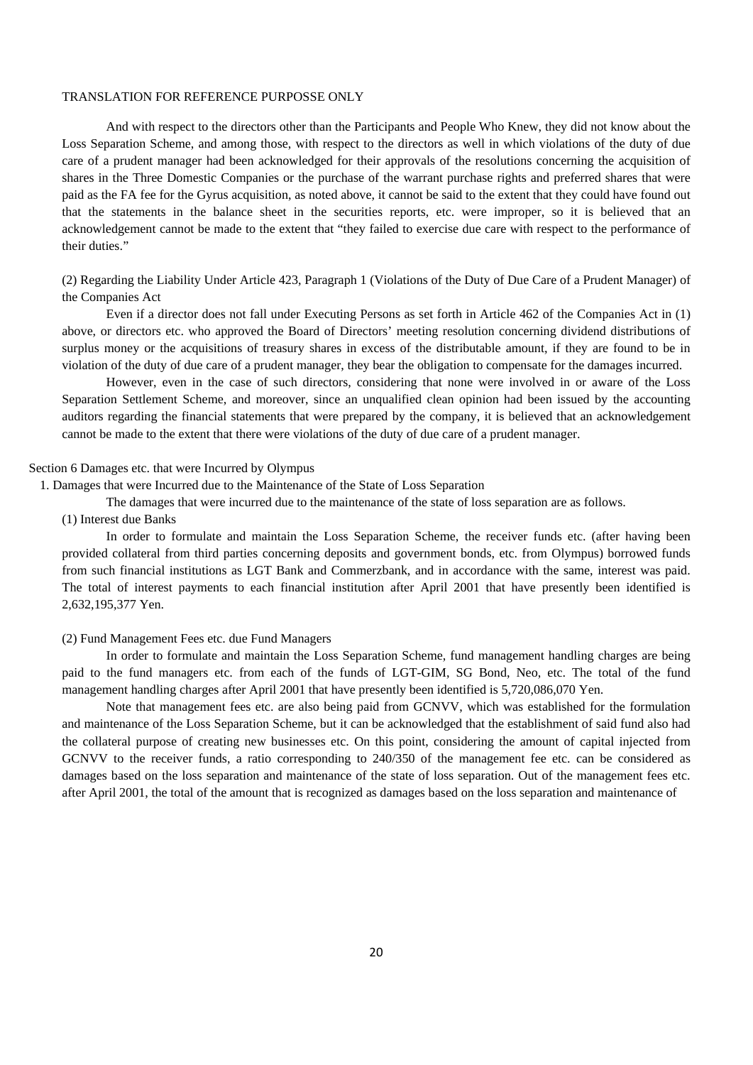TRANSLATION FOR REFERENCE PURPOSSE ONLY

And with respect to the directors other than the Participants and People Who Knew, they did not know about the Loss Separation Scheme, and among those, with respect to the directors as well in which violations of the duty of due care of a prudent manager had been acknowledged for their approvals of the resolutions concerning the acquisition of shares in the Three Domestic Companies or the purchase of the warrant purchase rights and preferred shares that were paid as the FA fee for the Gyrus acquisition, as noted above, it cannot be said to the extent that they could have found out that the statements in the balance sheet in the securities reports, etc. were improper, so it is believed that an acknowledgement cannot be made to the extent that "they failed to exercise due care with respect to the performance of their duties."

(2) Regarding the Liability Under Article 423, Paragraph 1 (Violations of the Duty of Due Care of a Prudent Manager) of the Companies Act

Even if a director does not fall under Executing Persons as set forth in Article 462 of the Companies Act in (1) above, or directors etc. who approved the Board of Directors' meeting resolution concerning dividend distributions of surplus money or the acquisitions of treasury shares in excess of the distributable amount, if they are found to be in violation of the duty of due care of a prudent manager, they bear the obligation to compensate for the damages incurred.

However, even in the case of such directors, considering that none were involved in or aware of the Loss Separation Settlement Scheme, and moreover, since an unqualified clean opinion had been issued by the accounting auditors regarding the financial statements that were prepared by the company, it is believed that an acknowledgement cannot be made to the extent that there were violations of the duty of due care of a prudent manager.

## Section 6 Damages etc. that were Incurred by Olympus

### 1. Damages that were Incurred due to the Maintenance of the State of Loss Separation

The damages that were incurred due to the maintenance of the state of loss separation are as follows.

(1) Interest due Banks

In order to formulate and maintain the Loss Separation Scheme, the receiver funds etc. (after having been provided collateral from third parties concerning deposits and government bonds, etc. from Olympus) borrowed funds from such financial institutions as LGT Bank and Commerzbank, and in accordance with the same, interest was paid. The total of interest payments to each financial institution after April 2001 that have presently been identified is 2,632,195,377 Yen.

(2) Fund Management Fees etc. due Fund Managers

In order to formulate and maintain the Loss Separation Scheme, fund management handling charges are being paid to the fund managers etc. from each of the funds of LGT-GIM, SG Bond, Neo, etc. The total of the fund management handling charges after April 2001 that have presently been identified is 5,720,086,070 Yen.

Note that management fees etc. are also being paid from GCNVV, which was established for the formulation and maintenance of the Loss Separation Scheme, but it can be acknowledged that the establishment of said fund also had the collateral purpose of creating new businesses etc. On this point, considering the amount of capital injected from GCNVV to the receiver funds, a ratio corresponding to 240/350 of the management fee etc. can be considered as damages based on the loss separation and maintenance of the state of loss separation. Out of the management fees etc. after April 2001, the total of the amount that is recognized as damages based on the loss separation and maintenance of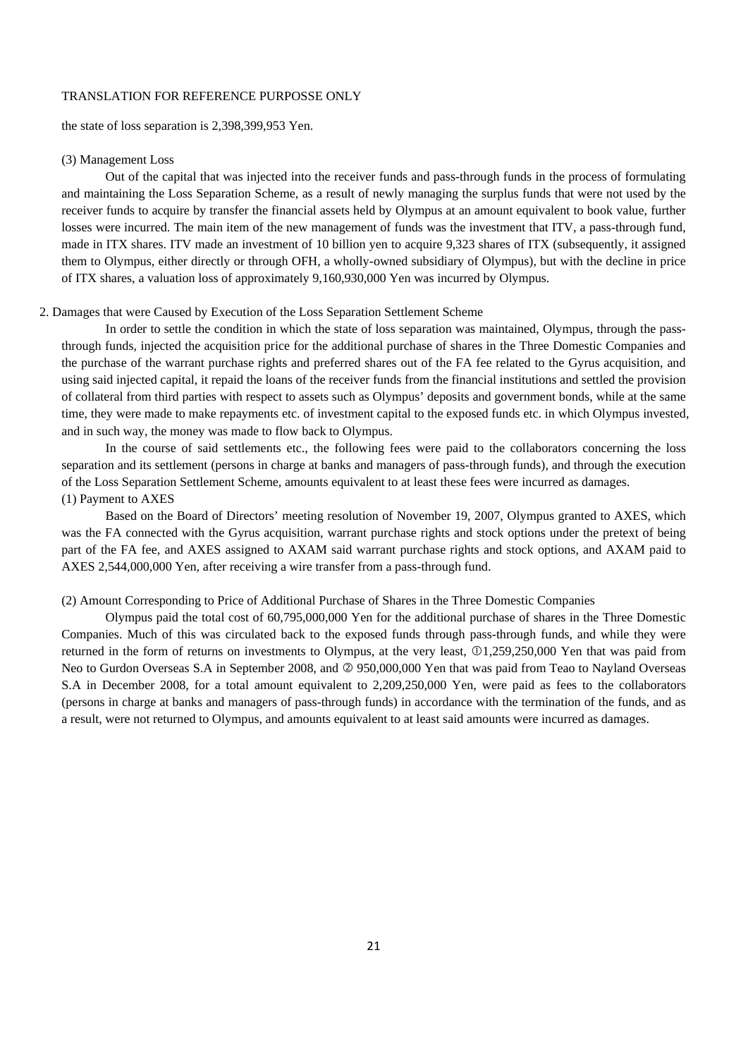the state of loss separation is 2,398,399,953 Yen.

(3) Management Loss

Out of the capital that was injected into the receiver funds and pass-through funds in the process of formulating and maintaining the Loss Separation Scheme, as a result of newly managing the surplus funds that were not used by the receiver funds to acquire by transfer the financial assets held by Olympus at an amount equivalent to book value, further losses were incurred. The main item of the new management of funds was the investment that ITV, a pass-through fund, made in ITX shares. ITV made an investment of 10 billion yen to acquire 9,323 shares of ITX (subsequently, it assigned them to Olympus, either directly or through OFH, a wholly-owned subsidiary of Olympus), but with the decline in price of ITX shares, a valuation loss of approximately 9,160,930,000 Yen was incurred by Olympus.

2. Damages that were Caused by Execution of the Loss Separation Settlement Scheme

In order to settle the condition in which the state of loss separation was maintained, Olympus, through the pass-through funds, injected the acquisition price for the additional purchase of shares in the Three Domestic Companies and the purchase of the warrant purchase rights and preferred shares out of the FA fee related to the Gyrus acquisition, and using said injected capital, it repaid the loans of the receiver funds from the financial institutions and settled the provision of collateral from third parties with respect to assets such as Olympus' deposits and government bonds, while at the same time, they were made to make repayments etc. of investment capital to the exposed funds etc. in which Olympus invested, and in such way, the money was made to flow back to Olympus.

In the course of said settlements etc., the following fees were paid to the collaborators concerning the loss separation and its settlement (persons in charge at banks and managers of pass-through funds), and through the execution of the Loss Separation Settlement Scheme, amounts equivalent to at least these fees were incurred as damages.

(1) Payment to AXES

Based on the Board of Directors' meeting resolution of November 19, 2007, Olympus granted to AXES, which was the FA connected with the Gyrus acquisition, warrant purchase rights and stock options under the pretext of being part of the FA fee, and AXES assigned to AXAM said warrant purchase rights and stock options, and AXAM paid to AXES 2,544,000,000 Yen, after receiving a wire transfer from a pass-through fund.

(2) Amount Corresponding to Price of Additional Purchase of Shares in the Three Domestic Companies

Olympus paid the total cost of 60,795,000,000 Yen for the additional purchase of shares in the Three Domestic Companies. Much of this was circulated back to the exposed funds through pass-through funds, and while they were returned in the form of returns on investments to Olympus, at the very least, ①1,259,250,000 Yen that was paid from Neo to Gurdon Overseas S.A in September 2008, and ② 950,000,000 Yen that was paid from Teao to Nayland Overseas S.A in December 2008, for a total amount equivalent to 2,209,250,000 Yen, were paid as fees to the collaborators (persons in charge at banks and managers of pass-through funds) in accordance with the termination of the funds, and as a result, were not returned to Olympus, and amounts equivalent to at least said amounts were incurred as damages.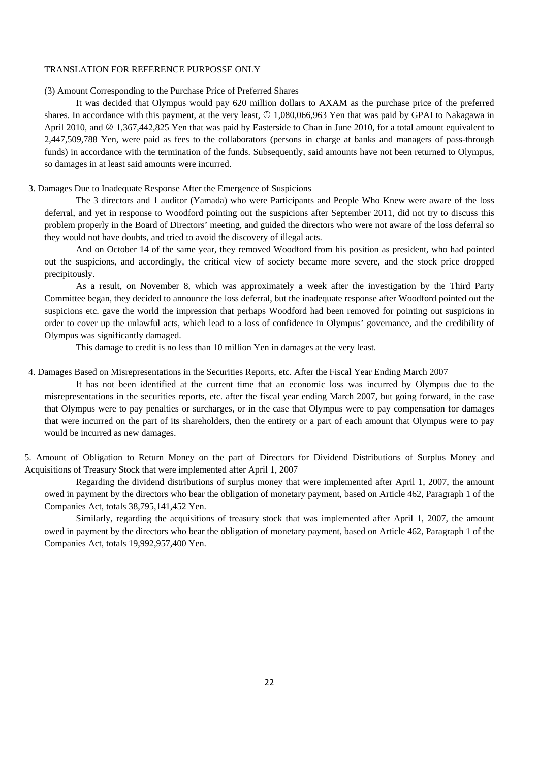TRANSLATION FOR REFERENCE PURPOSSE ONLY

(3) Amount Corresponding to the Purchase Price of Preferred Shares

It was decided that Olympus would pay 620 million dollars to AXAM as the purchase price of the preferred shares. In accordance with this payment, at the very least, ① 1,080,066,963 Yen that was paid by GPAI to Nakagawa in April 2010, and ② 1,367,442,825 Yen that was paid by Easterside to Chan in June 2010, for a total amount equivalent to 2,447,509,788 Yen, were paid as fees to the collaborators (persons in charge at banks and managers of pass-through funds) in accordance with the termination of the funds. Subsequently, said amounts have not been returned to Olympus, so damages in at least said amounts were incurred.

3. Damages Due to Inadequate Response After the Emergence of Suspicions

The 3 directors and 1 auditor (Yamada) who were Participants and People Who Knew were aware of the loss deferral, and yet in response to Woodford pointing out the suspicions after September 2011, did not try to discuss this problem properly in the Board of Directors' meeting, and guided the directors who were not aware of the loss deferral so they would not have doubts, and tried to avoid the discovery of illegal acts.

And on October 14 of the same year, they removed Woodford from his position as president, who had pointed out the suspicions, and accordingly, the critical view of society became more severe, and the stock price dropped precipitously.

As a result, on November 8, which was approximately a week after the investigation by the Third Party Committee began, they decided to announce the loss deferral, but the inadequate response after Woodford pointed out the suspicions etc. gave the world the impression that perhaps Woodford had been removed for pointing out suspicions in order to cover up the unlawful acts, which lead to a loss of confidence in Olympus' governance, and the credibility of Olympus was significantly damaged.

This damage to credit is no less than 10 million Yen in damages at the very least.

4. Damages Based on Misrepresentations in the Securities Reports, etc. After the Fiscal Year Ending March 2007

It has not been identified at the current time that an economic loss was incurred by Olympus due to the misrepresentations in the securities reports, etc. after the fiscal year ending March 2007, but going forward, in the case that Olympus were to pay penalties or surcharges, or in the case that Olympus were to pay compensation for damages that were incurred on the part of its shareholders, then the entirety or a part of each amount that Olympus were to pay would be incurred as new damages.

5. Amount of Obligation to Return Money on the part of Directors for Dividend Distributions of Surplus Money and Acquisitions of Treasury Stock that were implemented after April 1, 2007

Regarding the dividend distributions of surplus money that were implemented after April 1, 2007, the amount owed in payment by the directors who bear the obligation of monetary payment, based on Article 462, Paragraph 1 of the Companies Act, totals 38,795,141,452 Yen.

Similarly, regarding the acquisitions of treasury stock that was implemented after April 1, 2007, the amount owed in payment by the directors who bear the obligation of monetary payment, based on Article 462, Paragraph 1 of the Companies Act, totals 19,992,957,400 Yen.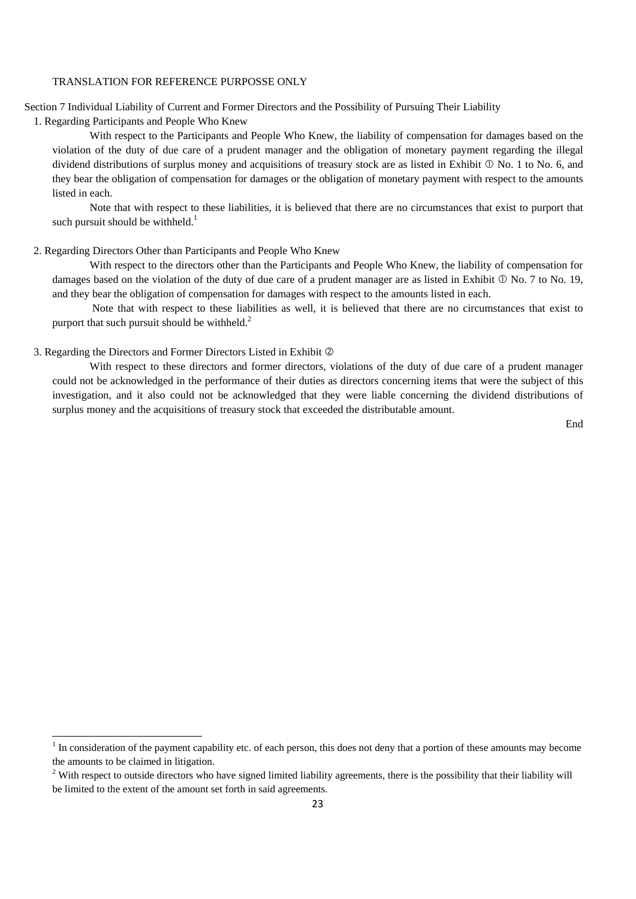TRANSLATION FOR REFERENCE PURPOSSE ONLY

## Section 7 Individual Liability of Current and Former Directors and the Possibility of Pursuing Their Liability

### 1. Regarding Participants and People Who Knew

With respect to the Participants and People Who Knew, the liability of compensation for damages based on the violation of the duty of due care of a prudent manager and the obligation of monetary payment regarding the illegal dividend distributions of surplus money and acquisitions of treasury stock are as listed in Exhibit ① No. 1 to No. 6, and they bear the obligation of compensation for damages or the obligation of monetary payment with respect to the amounts listed in each.

Note that with respect to these liabilities, it is believed that there are no circumstances that exist to purport that such pursuit should be withheld.[1]

### 2. Regarding Directors Other than Participants and People Who Knew

With respect to the directors other than the Participants and People Who Knew, the liability of compensation for damages based on the violation of the duty of due care of a prudent manager are as listed in Exhibit ① No. 7 to No. 19, and they bear the obligation of compensation for damages with respect to the amounts listed in each.

Note that with respect to these liabilities as well, it is believed that there are no circumstances that exist to purport that such pursuit should be withheld.[2]

### 3. Regarding the Directors and Former Directors Listed in Exhibit ②

With respect to these directors and former directors, violations of the duty of due care of a prudent manager could not be acknowledged in the performance of their duties as directors concerning items that were the subject of this investigation, and it also could not be acknowledged that they were liable concerning the dividend distributions of surplus money and the acquisitions of treasury stock that exceeded the distributable amount.

End

---

[1] In consideration of the payment capability etc. of each person, this does not deny that a portion of these amounts may become the amounts to be claimed in litigation.

[2] With respect to outside directors who have signed limited liability agreements, there is the possibility that their liability will be limited to the extent of the amount set forth in said agreements.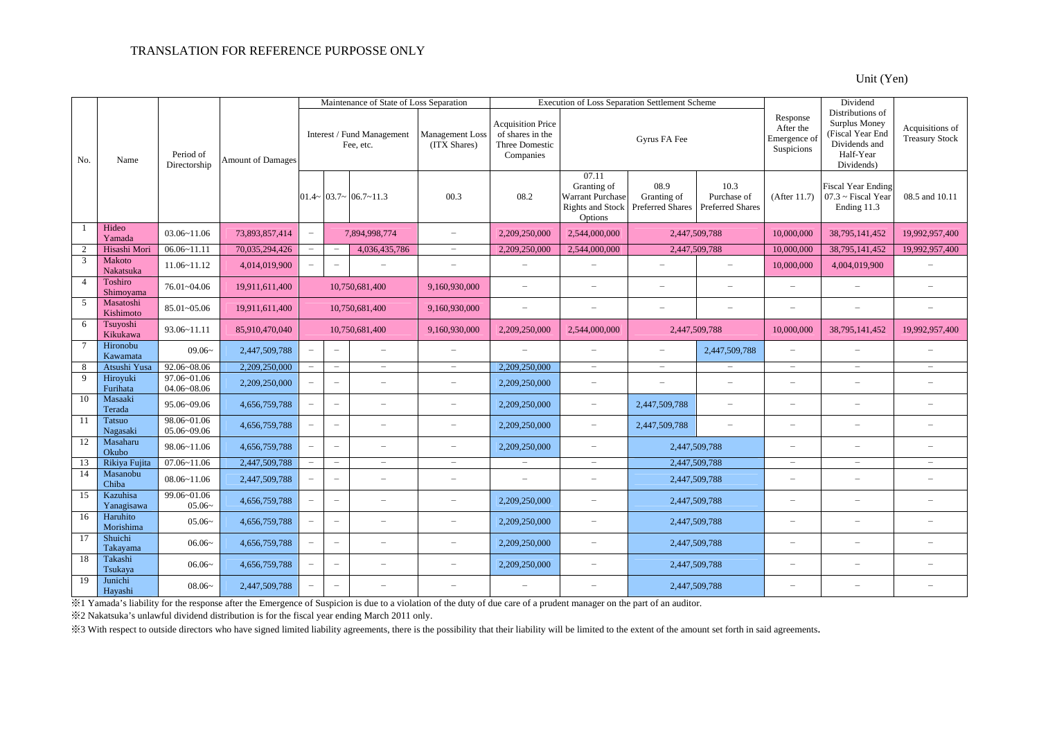TRANSLATION FOR REFERENCE PURPOSSE ONLY

Unit (Yen)

| No. | Name | Period of Directorship | Amount of Damages | Maintenance of State of Loss Separation | | | | Execution of Loss Separation Settlement Scheme | | | | Response After the Emergence of Suspicions | Dividend Distributions of Surplus Money (Fiscal Year End Dividends and Half-Year Dividends) | Acquisitions of Treasury Stock |
|---|---|---|---|---|---|---|---|---|---|---|---|---|---|---|
| | | | | Interest / Fund Management Fee, etc. | | | Management Loss (ITX Shares) | Acquisition Price of shares in the Three Domestic Companies | Gyrus FA Fee | | | | | |
| | | | | 01.4~ | 03.7~ | 06.7~11.3 | 00.3 | 08.2 | 07.11 Granting of Warrant Purchase Rights and Stock Options | 08.9 Granting of Preferred Shares | 10.3 Purchase of Preferred Shares | (After 11.7) | Fiscal Year Ending 07.3 ~ Fiscal Year Ending 11.3 | 08.5 and 10.11 |
| 1 | Hideo Yamada | 03.06~11.06 | 73,893,857,414 | – | 7,894,998,774 | | – | 2,209,250,000 | 2,544,000,000 | 2,447,509,788 | | 10,000,000 | 38,795,141,452 | 19,992,957,400 |
| 2 | Hisashi Mori | 06.06~11.11 | 70,035,294,426 | – | – | 4,036,435,786 | – | 2,209,250,000 | 2,544,000,000 | 2,447,509,788 | | 10,000,000 | 38,795,141,452 | 19,992,957,400 |
| 3 | Makoto Nakatsuka | 11.06~11.12 | 4,014,019,900 | – | – | – | – | – | – | – | – | 10,000,000 | 4,004,019,900 | – |
| 4 | Toshiro Shimoyama | 76.01~04.06 | 19,911,611,400 | 10,750,681,400 | | | 9,160,930,000 | – | – | – | – | – | – | – |
| 5 | Masatoshi Kishimoto | 85.01~05.06 | 19,911,611,400 | 10,750,681,400 | | | 9,160,930,000 | – | – | – | – | – | – | – |
| 6 | Tsuyoshi Kikukawa | 93.06~11.11 | 85,910,470,040 | 10,750,681,400 | | | 9,160,930,000 | 2,209,250,000 | 2,544,000,000 | 2,447,509,788 | | 10,000,000 | 38,795,141,452 | 19,992,957,400 |
| 7 | Hironobu Kawamata | 09.06~ | 2,447,509,788 | – | – | – | – | – | – | – | 2,447,509,788 | – | – | – |
| 8 | Atsushi Yusa | 92.06~08.06 | 2,209,250,000 | – | – | – | – | 2,209,250,000 | – | – | – | – | – | – |
| 9 | Hiroyuki Furihata | 97.06~01.06<br>04.06~08.06 | 2,209,250,000 | – | – | – | – | 2,209,250,000 | – | – | – | – | – | – |
| 10 | Masaaki Terada | 95.06~09.06 | 4,656,759,788 | – | – | – | – | 2,209,250,000 | – | 2,447,509,788 | – | – | – | – |
| 11 | Tatsuo Nagasaki | 98.06~01.06<br>05.06~09.06 | 4,656,759,788 | – | – | – | – | 2,209,250,000 | – | 2,447,509,788 | – | – | – | – |
| 12 | Masaharu Okubo | 98.06~11.06 | 4,656,759,788 | – | – | – | – | 2,209,250,000 | – | 2,447,509,788 | | – | – | – |
| 13 | Rikiya Fujita | 07.06~11.06 | 2,447,509,788 | – | – | – | – | – | – | 2,447,509,788 | | – | – | – |
| 14 | Masanobu Chiba | 08.06~11.06 | 2,447,509,788 | – | – | – | – | – | – | 2,447,509,788 | | – | – | – |
| 15 | Kazuhisa Yanagisawa | 99.06~01.06<br>05.06~ | 4,656,759,788 | – | – | – | – | 2,209,250,000 | – | 2,447,509,788 | | – | – | – |
| 16 | Haruhito Morishima | 05.06~ | 4,656,759,788 | – | – | – | – | 2,209,250,000 | – | 2,447,509,788 | | – | – | – |
| 17 | Shuichi Takayama | 06.06~ | 4,656,759,788 | – | – | – | – | 2,209,250,000 | – | 2,447,509,788 | | – | – | – |
| 18 | Takashi Tsukaya | 06.06~ | 4,656,759,788 | – | – | – | – | 2,209,250,000 | – | 2,447,509,788 | | – | – | – |
| 19 | Junichi Hayashi | 08.06~ | 2,447,509,788 | – | – | – | – | – | – | 2,447,509,788 | | – | – | – |

※1 Yamada's liability for the response after the Emergence of Suspicion is due to a violation of the duty of due care of a prudent manager on the part of an auditor.

※2 Nakatsuka's unlawful dividend distribution is for the fiscal year ending March 2011 only.

※3 With respect to outside directors who have signed limited liability agreements, there is the possibility that their liability will be limited to the extent of the amount set forth in said agreements.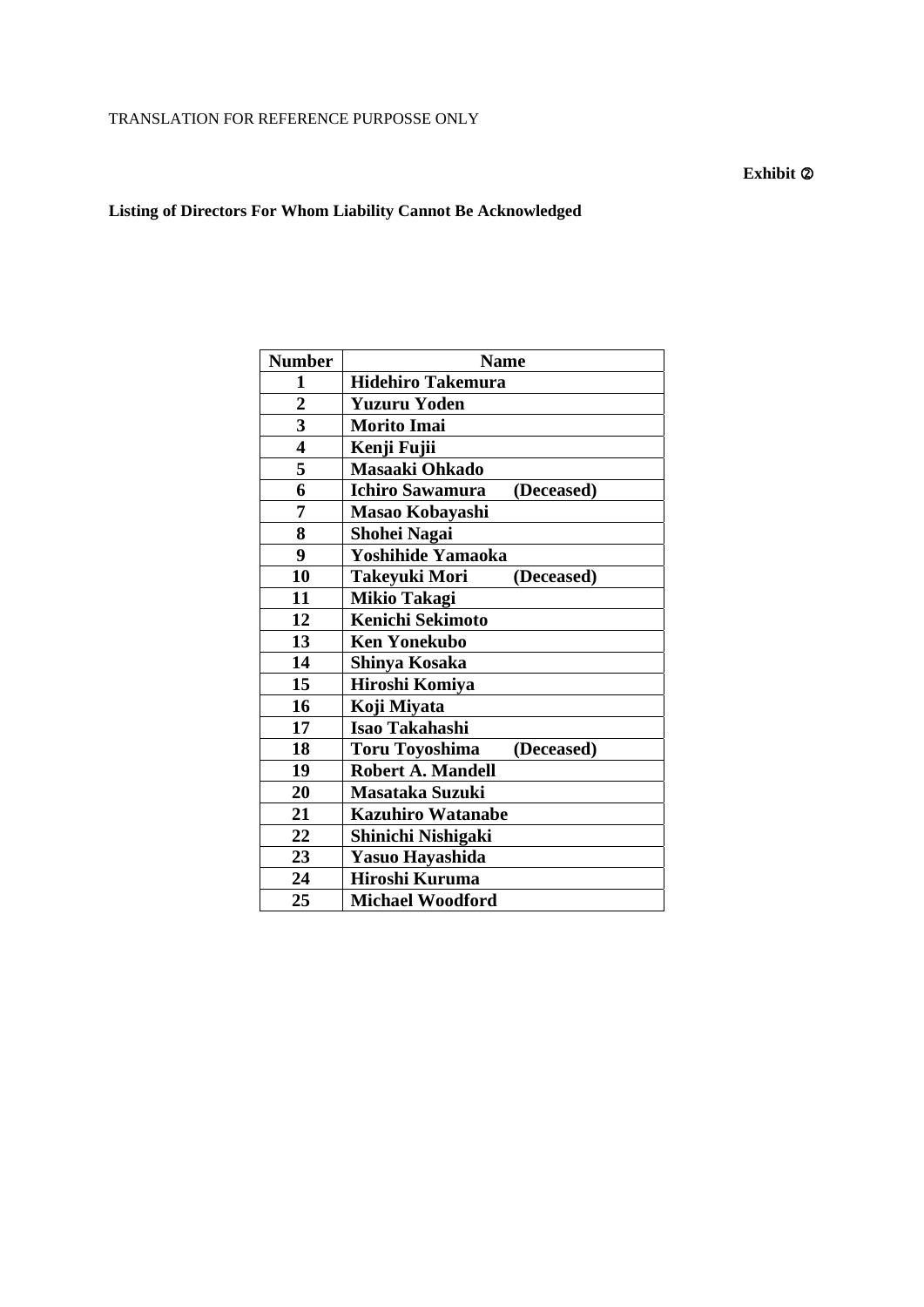TRANSLATION FOR REFERENCE PURPOSSE ONLY

**Exhibit ②**

**Listing of Directors For Whom Liability Cannot Be Acknowledged**

| Number | Name |
|---|---|
| 1 | Hidehiro Takemura |
| 2 | Yuzuru Yoden |
| 3 | Morito Imai |
| 4 | Kenji Fujii |
| 5 | Masaaki Ohkado |
| 6 | Ichiro Sawamura (Deceased) |
| 7 | Masao Kobayashi |
| 8 | Shohei Nagai |
| 9 | Yoshihide Yamaoka |
| 10 | Takeyuki Mori (Deceased) |
| 11 | Mikio Takagi |
| 12 | Kenichi Sekimoto |
| 13 | Ken Yonekubo |
| 14 | Shinya Kosaka |
| 15 | Hiroshi Komiya |
| 16 | Koji Miyata |
| 17 | Isao Takahashi |
| 18 | Toru Toyoshima (Deceased) |
| 19 | Robert A. Mandell |
| 20 | Masataka Suzuki |
| 21 | Kazuhiro Watanabe |
| 22 | Shinichi Nishigaki |
| 23 | Yasuo Hayashida |
| 24 | Hiroshi Kuruma |
| 25 | Michael Woodford |